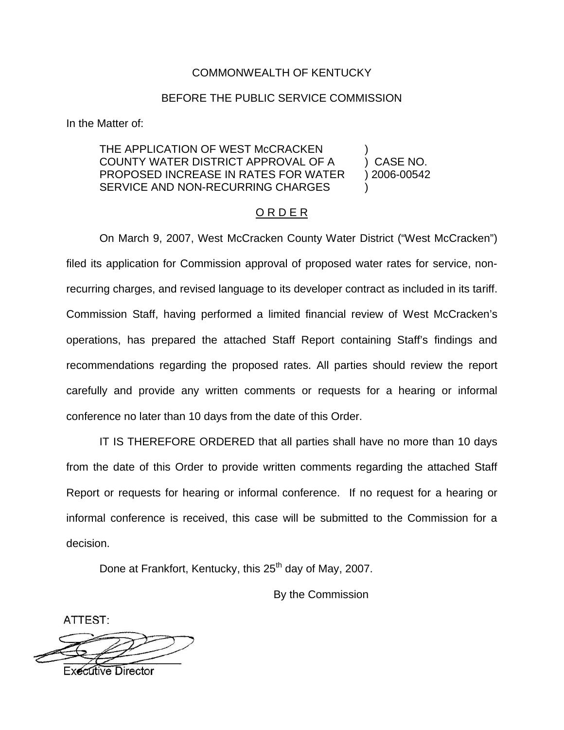COMMONWEALTH OF KENTUCKY

BEFORE THE PUBLIC SERVICE COMMISSION

In the Matter of:

| | |
|---|---|
| THE APPLICATION OF WEST McCRACKEN COUNTY WATER DISTRICT APPROVAL OF A PROPOSED INCREASE IN RATES FOR WATER SERVICE AND NON-RECURRING CHARGES | ) CASE NO. ) 2006-00542 |

## O R D E R

On March 9, 2007, West McCracken County Water District ("West McCracken") filed its application for Commission approval of proposed water rates for service, non-recurring charges, and revised language to its developer contract as included in its tariff. Commission Staff, having performed a limited financial review of West McCracken's operations, has prepared the attached Staff Report containing Staff's findings and recommendations regarding the proposed rates. All parties should review the report carefully and provide any written comments or requests for a hearing or informal conference no later than 10 days from the date of this Order.

IT IS THEREFORE ORDERED that all parties shall have no more than 10 days from the date of this Order to provide written comments regarding the attached Staff Report or requests for hearing or informal conference. If no request for a hearing or informal conference is received, this case will be submitted to the Commission for a decision.

Done at Frankfort, Kentucky, this 25th day of May, 2007.

By the Commission

ATTEST:

Executive Director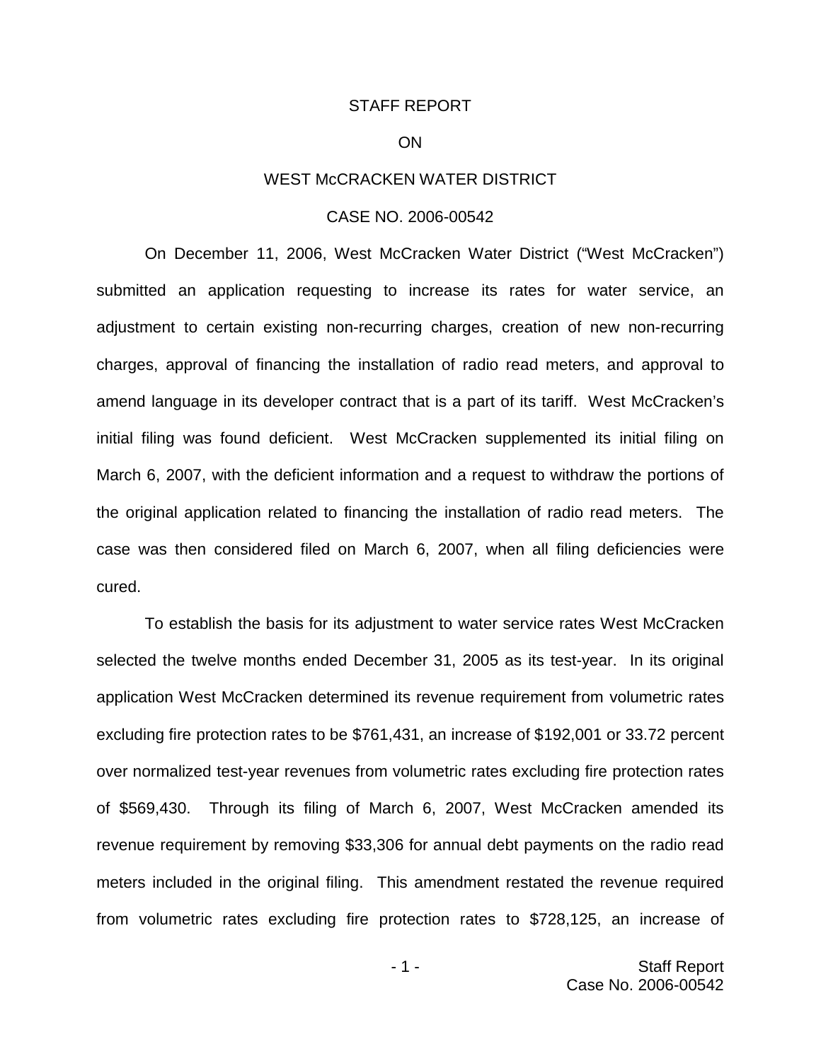STAFF REPORT

ON

WEST McCRACKEN WATER DISTRICT

CASE NO. 2006-00542

On December 11, 2006, West McCracken Water District ("West McCracken") submitted an application requesting to increase its rates for water service, an adjustment to certain existing non-recurring charges, creation of new non-recurring charges, approval of financing the installation of radio read meters, and approval to amend language in its developer contract that is a part of its tariff. West McCracken's initial filing was found deficient. West McCracken supplemented its initial filing on March 6, 2007, with the deficient information and a request to withdraw the portions of the original application related to financing the installation of radio read meters. The case was then considered filed on March 6, 2007, when all filing deficiencies were cured.

To establish the basis for its adjustment to water service rates West McCracken selected the twelve months ended December 31, 2005 as its test-year. In its original application West McCracken determined its revenue requirement from volumetric rates excluding fire protection rates to be $761,431, an increase of $192,001 or 33.72 percent over normalized test-year revenues from volumetric rates excluding fire protection rates of $569,430. Through its filing of March 6, 2007, West McCracken amended its revenue requirement by removing $33,306 for annual debt payments on the radio read meters included in the original filing. This amendment restated the revenue required from volumetric rates excluding fire protection rates to $728,125, an increase of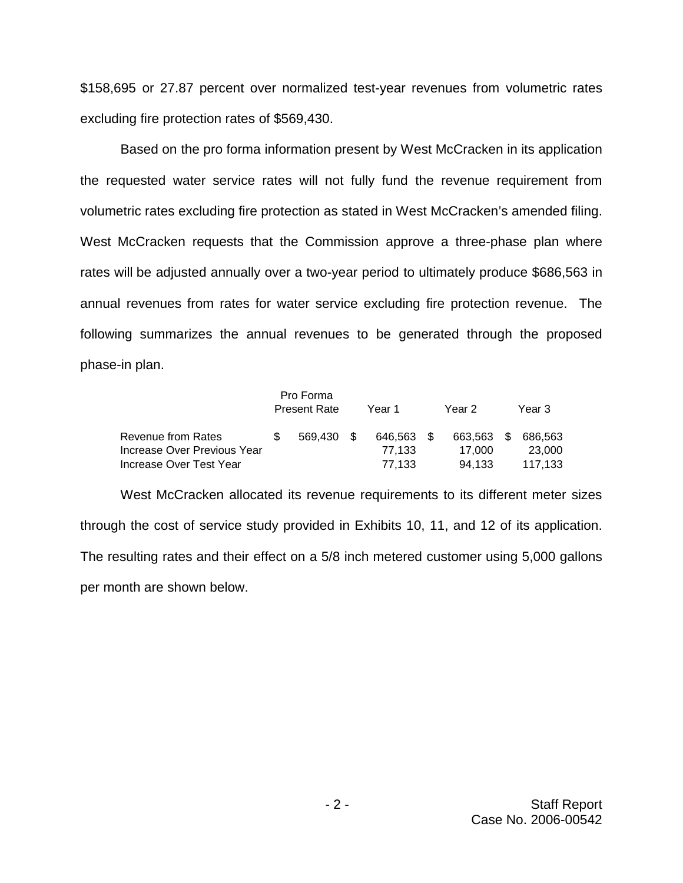$158,695 or 27.87 percent over normalized test-year revenues from volumetric rates excluding fire protection rates of $569,430.

Based on the pro forma information present by West McCracken in its application the requested water service rates will not fully fund the revenue requirement from volumetric rates excluding fire protection as stated in West McCracken's amended filing. West McCracken requests that the Commission approve a three-phase plan where rates will be adjusted annually over a two-year period to ultimately produce $686,563 in annual revenues from rates for water service excluding fire protection revenue. The following summarizes the annual revenues to be generated through the proposed phase-in plan.

| | Pro Forma Present Rate | Year 1 | Year 2 | Year 3 |
|---|---|---|---|---|
| Revenue from Rates | $ 569,430 | $ 646,563 | $ 663,563 | $ 686,563 |
| Increase Over Previous Year | | 77,133 | 17,000 | 23,000 |
| Increase Over Test Year | | 77,133 | 94,133 | 117,133 |

West McCracken allocated its revenue requirements to its different meter sizes through the cost of service study provided in Exhibits 10, 11, and 12 of its application. The resulting rates and their effect on a 5/8 inch metered customer using 5,000 gallons per month are shown below.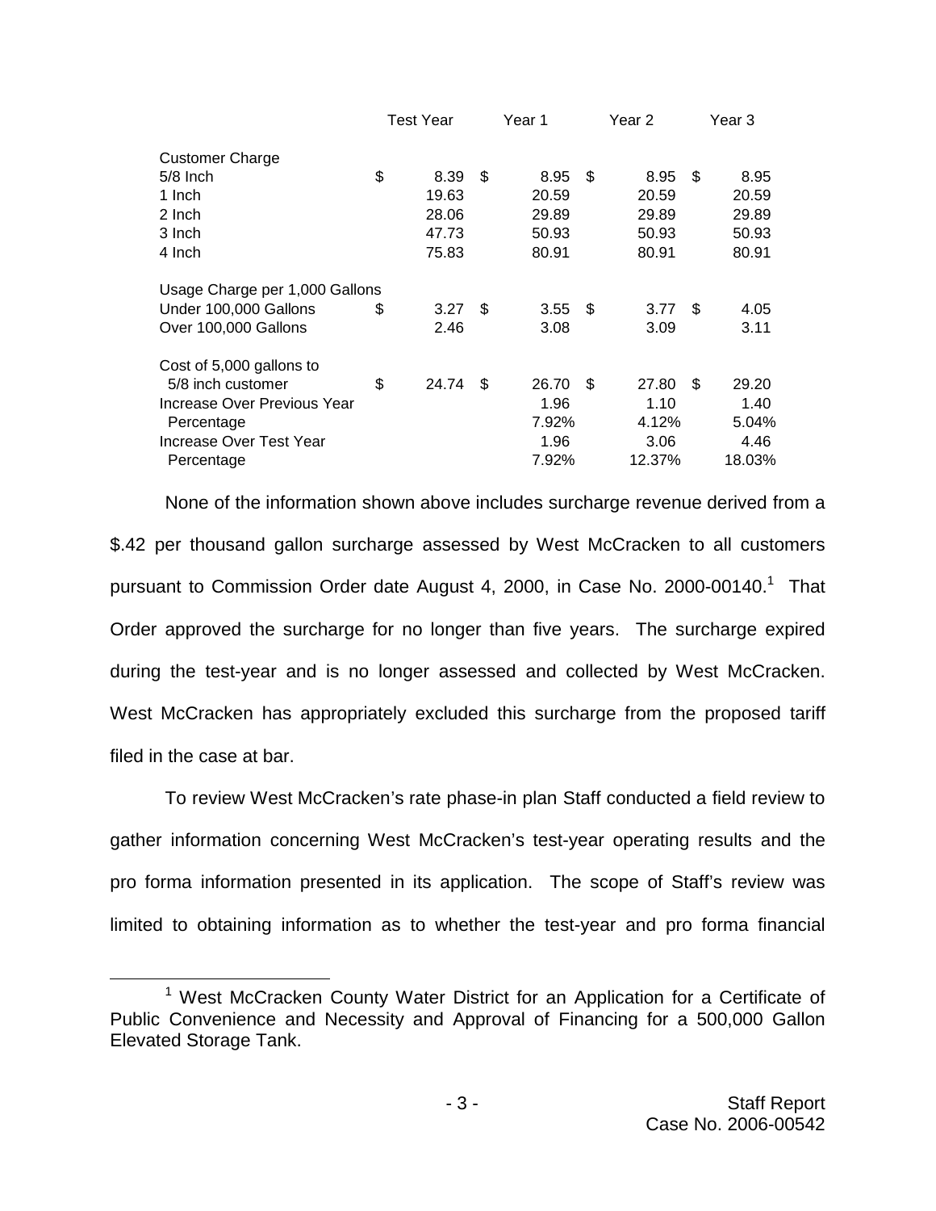| | Test Year | Year 1 | Year 2 | Year 3 |
|---|---|---|---|---|
| Customer Charge | | | | |
| 5/8 Inch | $ 8.39 | $ 8.95 | $ 8.95 | $ 8.95 |
| 1 Inch | 19.63 | 20.59 | 20.59 | 20.59 |
| 2 Inch | 28.06 | 29.89 | 29.89 | 29.89 |
| 3 Inch | 47.73 | 50.93 | 50.93 | 50.93 |
| 4 Inch | 75.83 | 80.91 | 80.91 | 80.91 |
| Usage Charge per 1,000 Gallons | | | | |
| Under 100,000 Gallons | $ 3.27 | $ 3.55 | $ 3.77 | $ 4.05 |
| Over 100,000 Gallons | 2.46 | 3.08 | 3.09 | 3.11 |
| Cost of 5,000 gallons to 5/8 inch customer | $ 24.74 | $ 26.70 | $ 27.80 | $ 29.20 |
| Increase Over Previous Year | | 1.96 | 1.10 | 1.40 |
| Percentage | | 7.92% | 4.12% | 5.04% |
| Increase Over Test Year | | 1.96 | 3.06 | 4.46 |
| Percentage | | 7.92% | 12.37% | 18.03% |

None of the information shown above includes surcharge revenue derived from a $.42 per thousand gallon surcharge assessed by West McCracken to all customers pursuant to Commission Order date August 4, 2000, in Case No. 2000-00140.[1] That Order approved the surcharge for no longer than five years. The surcharge expired during the test-year and is no longer assessed and collected by West McCracken. West McCracken has appropriately excluded this surcharge from the proposed tariff filed in the case at bar.

To review West McCracken's rate phase-in plan Staff conducted a field review to gather information concerning West McCracken's test-year operating results and the pro forma information presented in its application. The scope of Staff's review was limited to obtaining information as to whether the test-year and pro forma financial

[1] West McCracken County Water District for an Application for a Certificate of Public Convenience and Necessity and Approval of Financing for a 500,000 Gallon Elevated Storage Tank.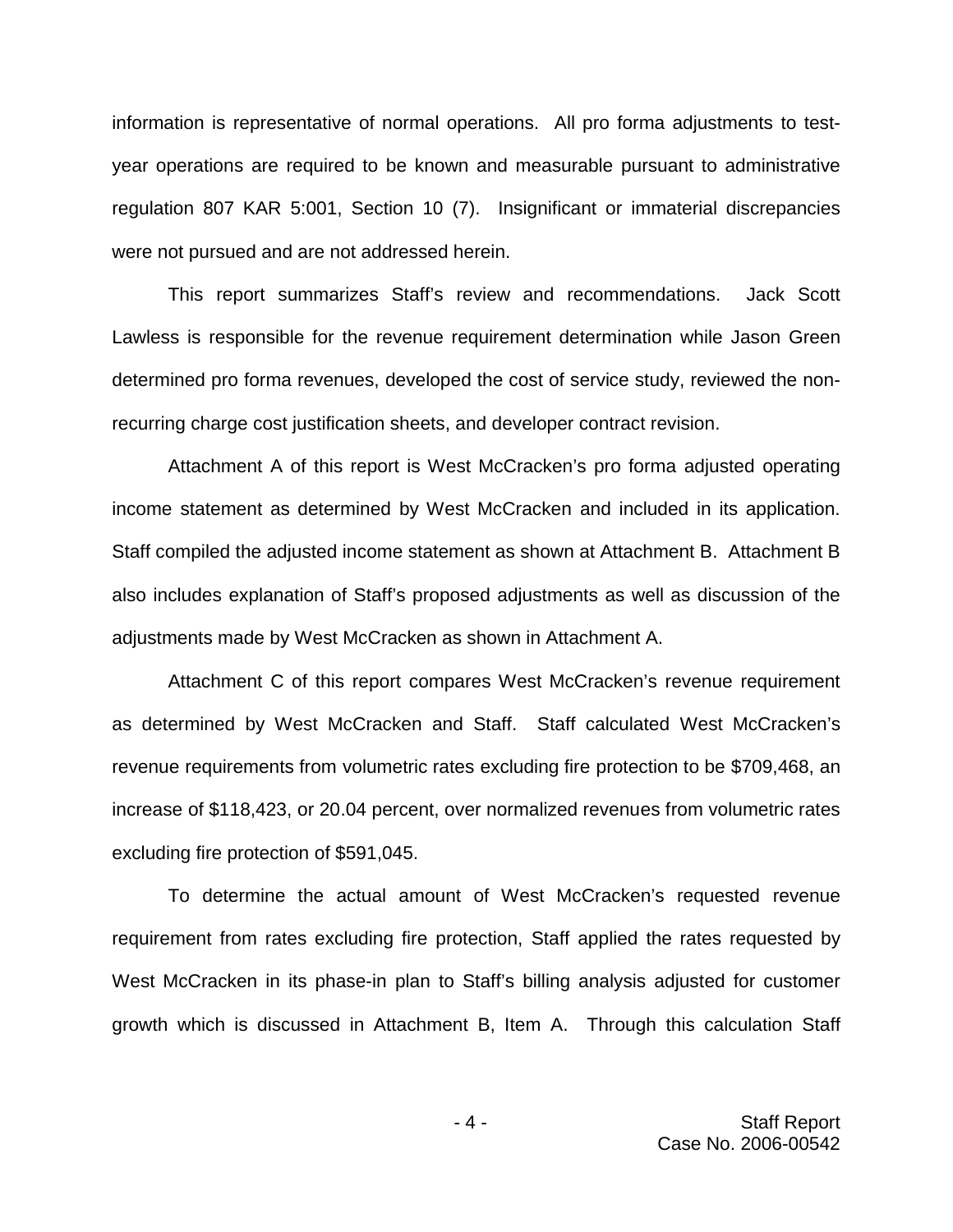information is representative of normal operations. All pro forma adjustments to test-year operations are required to be known and measurable pursuant to administrative regulation 807 KAR 5:001, Section 10 (7). Insignificant or immaterial discrepancies were not pursued and are not addressed herein.

This report summarizes Staff's review and recommendations. Jack Scott Lawless is responsible for the revenue requirement determination while Jason Green determined pro forma revenues, developed the cost of service study, reviewed the non-recurring charge cost justification sheets, and developer contract revision.

Attachment A of this report is West McCracken's pro forma adjusted operating income statement as determined by West McCracken and included in its application. Staff compiled the adjusted income statement as shown at Attachment B. Attachment B also includes explanation of Staff's proposed adjustments as well as discussion of the adjustments made by West McCracken as shown in Attachment A.

Attachment C of this report compares West McCracken's revenue requirement as determined by West McCracken and Staff. Staff calculated West McCracken's revenue requirements from volumetric rates excluding fire protection to be $709,468, an increase of $118,423, or 20.04 percent, over normalized revenues from volumetric rates excluding fire protection of $591,045.

To determine the actual amount of West McCracken's requested revenue requirement from rates excluding fire protection, Staff applied the rates requested by West McCracken in its phase-in plan to Staff's billing analysis adjusted for customer growth which is discussed in Attachment B, Item A. Through this calculation Staff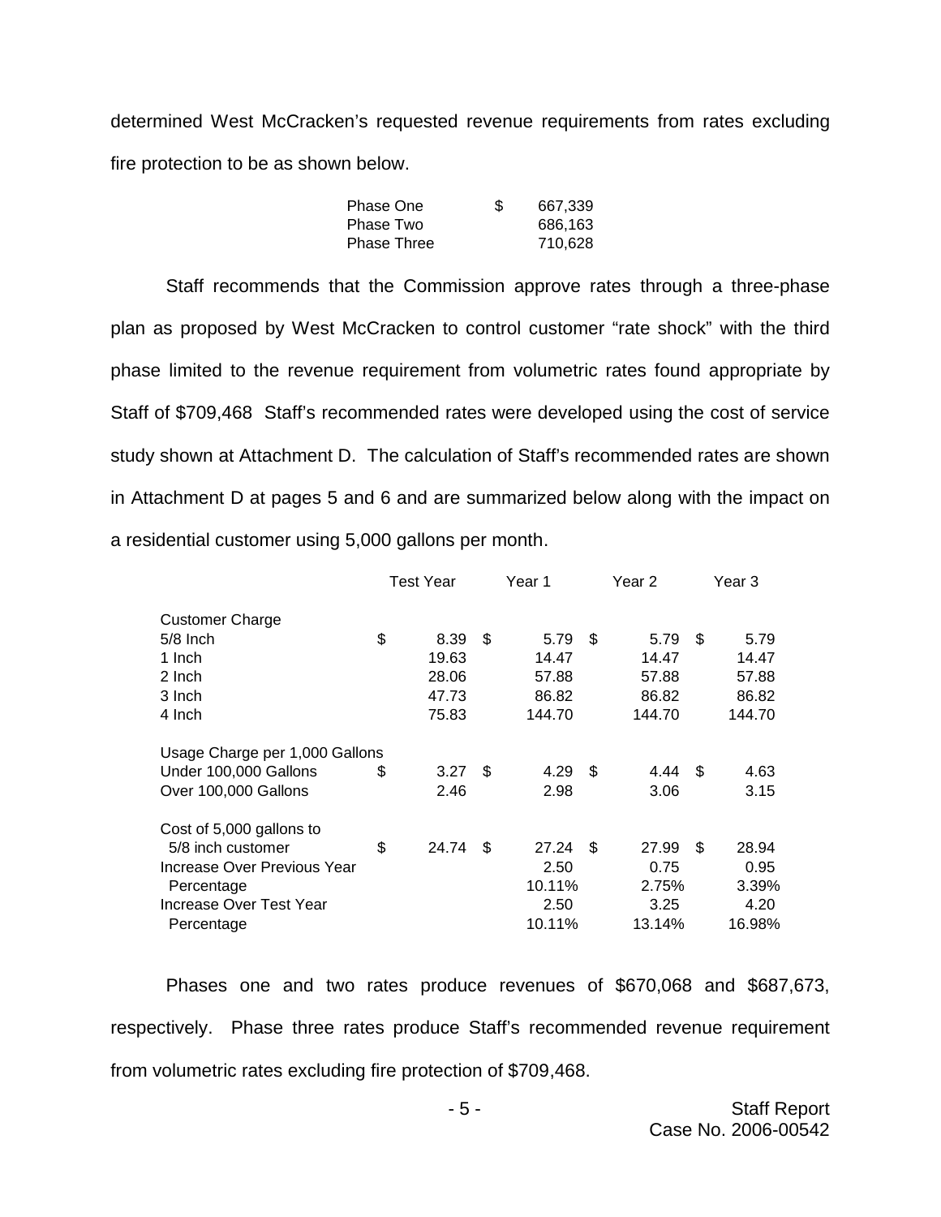determined West McCracken's requested revenue requirements from rates excluding fire protection to be as shown below.

| | | |
|---|---|---|
| Phase One | $ | 667,339 |
| Phase Two | | 686,163 |
| Phase Three | | 710,628 |

Staff recommends that the Commission approve rates through a three-phase plan as proposed by West McCracken to control customer "rate shock" with the third phase limited to the revenue requirement from volumetric rates found appropriate by Staff of $709,468 Staff's recommended rates were developed using the cost of service study shown at Attachment D. The calculation of Staff's recommended rates are shown in Attachment D at pages 5 and 6 and are summarized below along with the impact on a residential customer using 5,000 gallons per month.

| | Test Year | Year 1 | Year 2 | Year 3 |
|---|---|---|---|---|
| Customer Charge | | | | |
| 5/8 Inch | $ 8.39 | $ 5.79 | $ 5.79 | $ 5.79 |
| 1 Inch | 19.63 | 14.47 | 14.47 | 14.47 |
| 2 Inch | 28.06 | 57.88 | 57.88 | 57.88 |
| 3 Inch | 47.73 | 86.82 | 86.82 | 86.82 |
| 4 Inch | 75.83 | 144.70 | 144.70 | 144.70 |
| Usage Charge per 1,000 Gallons | | | | |
| Under 100,000 Gallons | $ 3.27 | $ 4.29 | $ 4.44 | $ 4.63 |
| Over 100,000 Gallons | 2.46 | 2.98 | 3.06 | 3.15 |
| Cost of 5,000 gallons to 5/8 inch customer | $ 24.74 | $ 27.24 | $ 27.99 | $ 28.94 |
| Increase Over Previous Year | | 2.50 | 0.75 | 0.95 |
| Percentage | | 10.11% | 2.75% | 3.39% |
| Increase Over Test Year | | 2.50 | 3.25 | 4.20 |
| Percentage | | 10.11% | 13.14% | 16.98% |

Phases one and two rates produce revenues of $670,068 and $687,673, respectively. Phase three rates produce Staff's recommended revenue requirement from volumetric rates excluding fire protection of $709,468.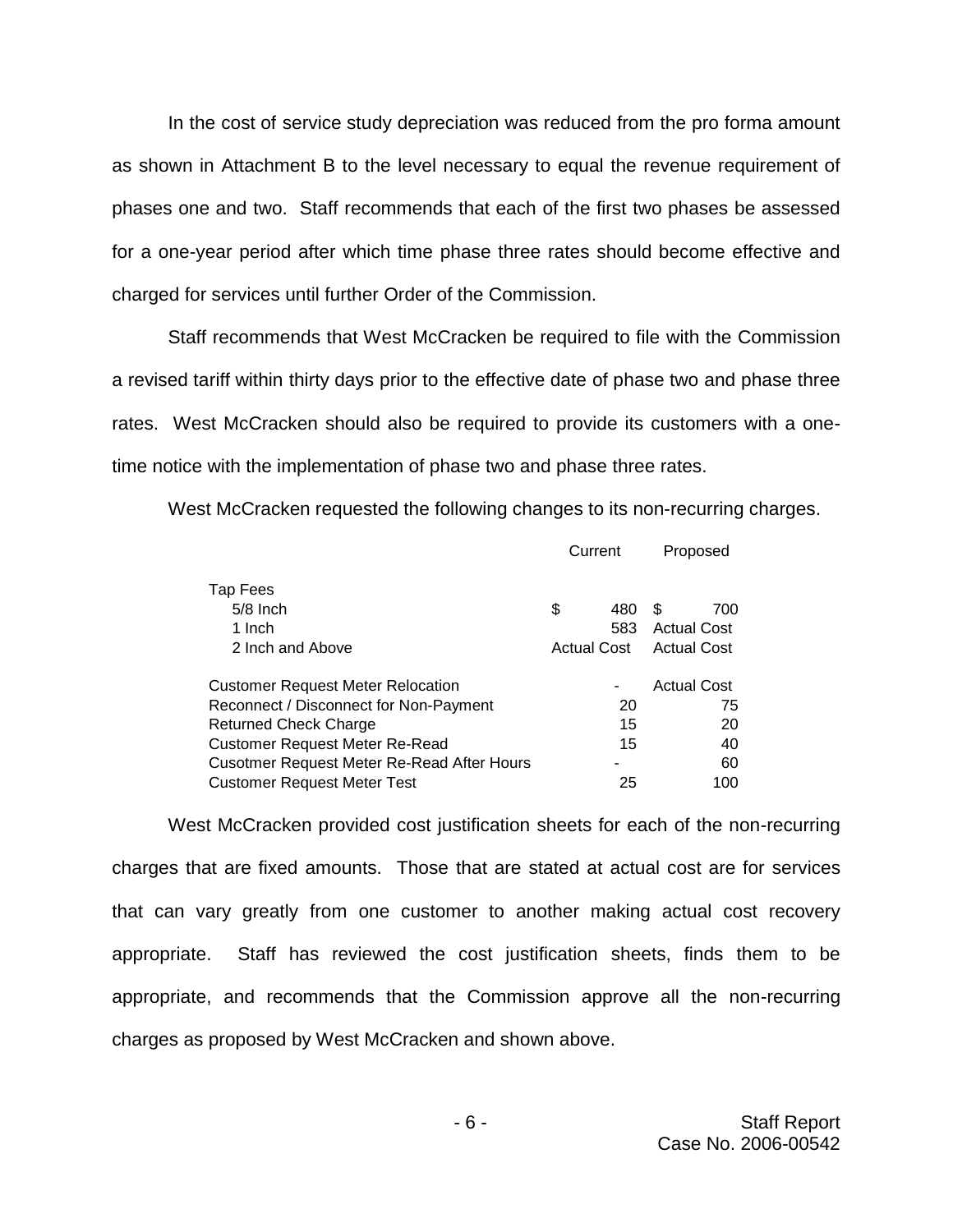In the cost of service study depreciation was reduced from the pro forma amount as shown in Attachment B to the level necessary to equal the revenue requirement of phases one and two. Staff recommends that each of the first two phases be assessed for a one-year period after which time phase three rates should become effective and charged for services until further Order of the Commission.

Staff recommends that West McCracken be required to file with the Commission a revised tariff within thirty days prior to the effective date of phase two and phase three rates. West McCracken should also be required to provide its customers with a one-time notice with the implementation of phase two and phase three rates.

West McCracken requested the following changes to its non-recurring charges.

| | Current | Proposed |
|---|---|---|
| Tap Fees | | |
| 5/8 Inch | $ 480 | $ 700 |
| 1 Inch | 583 | Actual Cost |
| 2 Inch and Above | Actual Cost | Actual Cost |
| Customer Request Meter Relocation | - | Actual Cost |
| Reconnect / Disconnect for Non-Payment | 20 | 75 |
| Returned Check Charge | 15 | 20 |
| Customer Request Meter Re-Read | 15 | 40 |
| Cusotmer Request Meter Re-Read After Hours | - | 60 |
| Customer Request Meter Test | 25 | 100 |

West McCracken provided cost justification sheets for each of the non-recurring charges that are fixed amounts. Those that are stated at actual cost are for services that can vary greatly from one customer to another making actual cost recovery appropriate. Staff has reviewed the cost justification sheets, finds them to be appropriate, and recommends that the Commission approve all the non-recurring charges as proposed by West McCracken and shown above.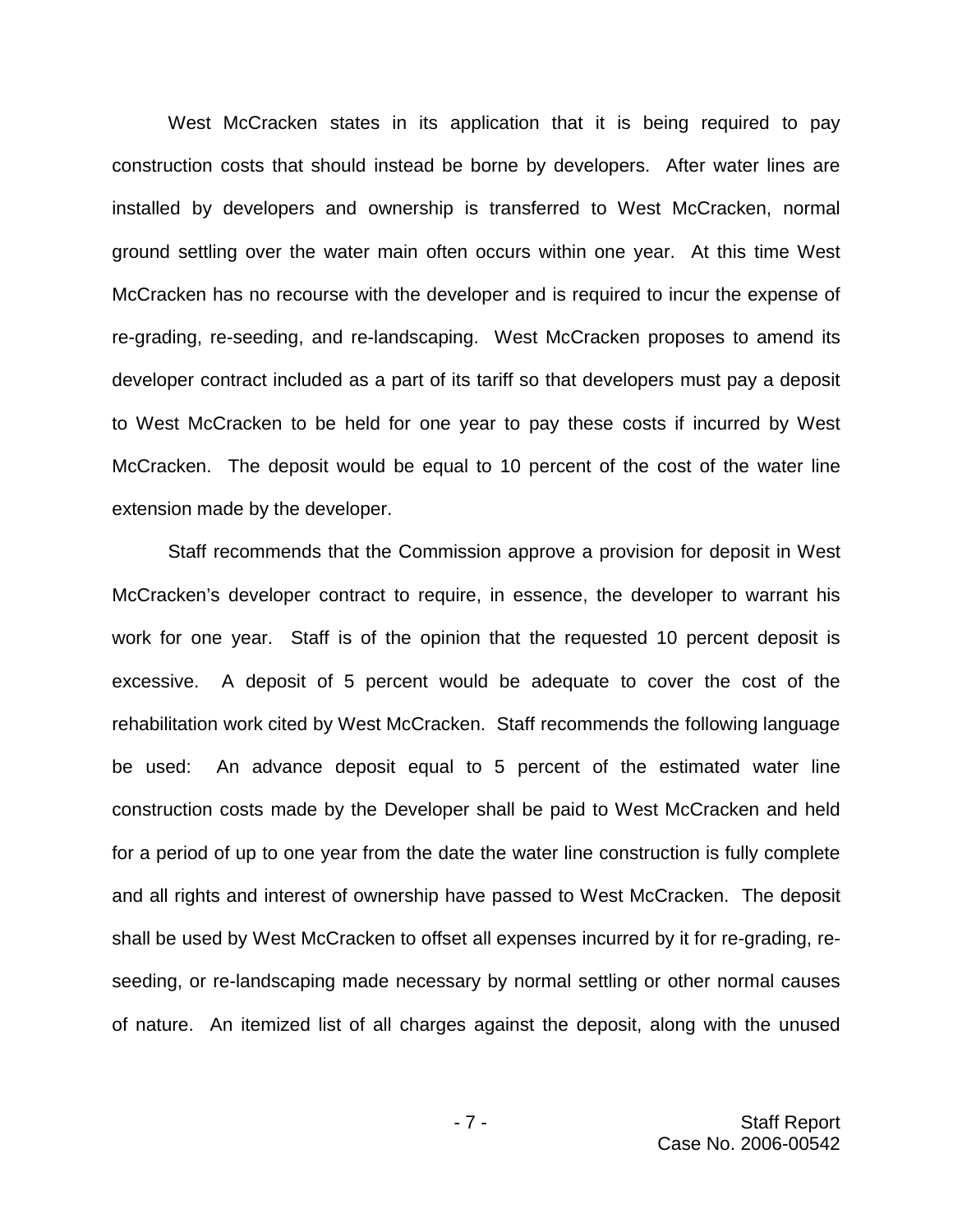West McCracken states in its application that it is being required to pay construction costs that should instead be borne by developers. After water lines are installed by developers and ownership is transferred to West McCracken, normal ground settling over the water main often occurs within one year. At this time West McCracken has no recourse with the developer and is required to incur the expense of re-grading, re-seeding, and re-landscaping. West McCracken proposes to amend its developer contract included as a part of its tariff so that developers must pay a deposit to West McCracken to be held for one year to pay these costs if incurred by West McCracken. The deposit would be equal to 10 percent of the cost of the water line extension made by the developer.

Staff recommends that the Commission approve a provision for deposit in West McCracken's developer contract to require, in essence, the developer to warrant his work for one year. Staff is of the opinion that the requested 10 percent deposit is excessive. A deposit of 5 percent would be adequate to cover the cost of the rehabilitation work cited by West McCracken. Staff recommends the following language be used: An advance deposit equal to 5 percent of the estimated water line construction costs made by the Developer shall be paid to West McCracken and held for a period of up to one year from the date the water line construction is fully complete and all rights and interest of ownership have passed to West McCracken. The deposit shall be used by West McCracken to offset all expenses incurred by it for re-grading, re-seeding, or re-landscaping made necessary by normal settling or other normal causes of nature. An itemized list of all charges against the deposit, along with the unused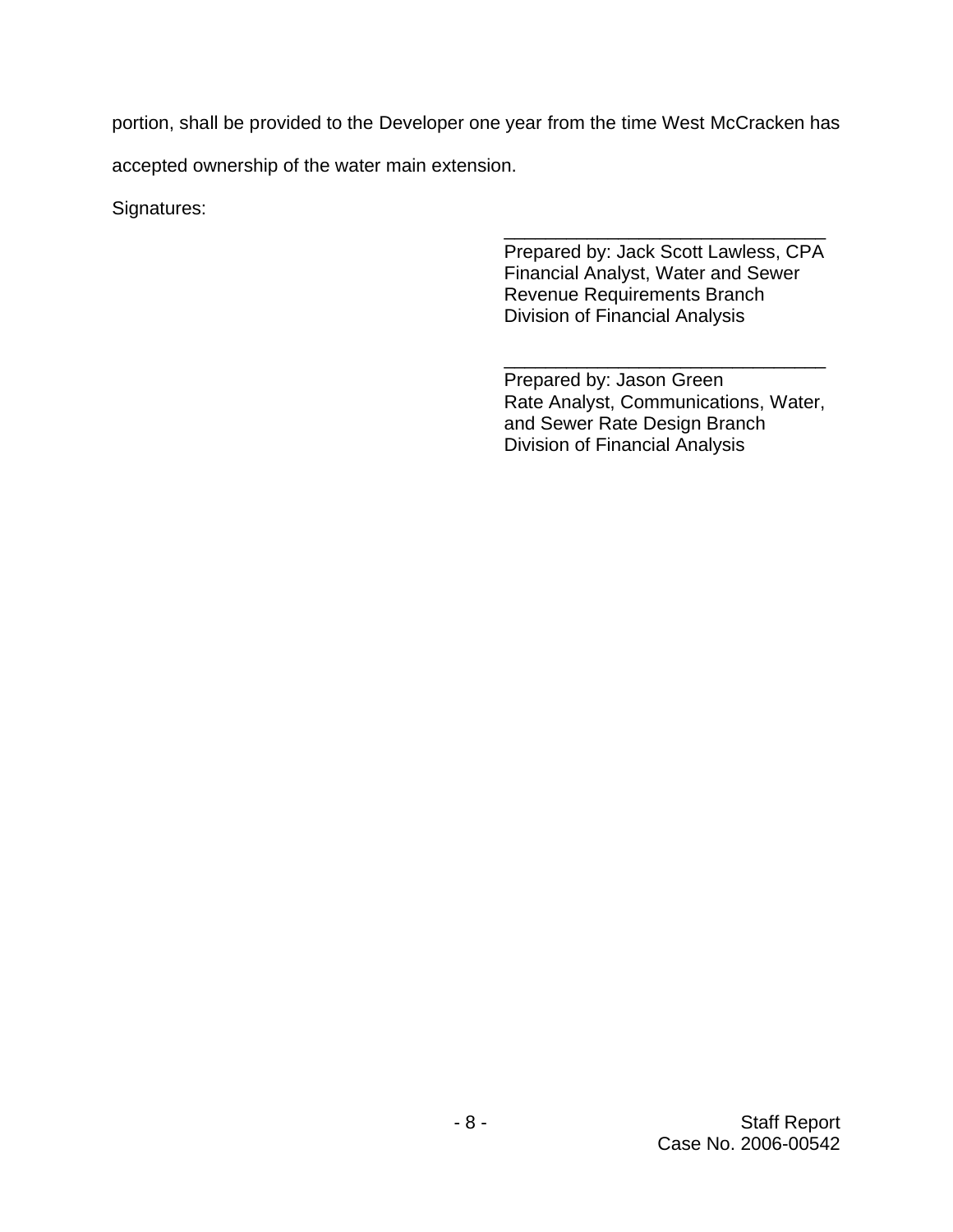portion, shall be provided to the Developer one year from the time West McCracken has accepted ownership of the water main extension.

Signatures:

_______________________________
Prepared by: Jack Scott Lawless, CPA
Financial Analyst, Water and Sewer
Revenue Requirements Branch
Division of Financial Analysis

_______________________________
Prepared by: Jason Green
Rate Analyst, Communications, Water,
and Sewer Rate Design Branch
Division of Financial Analysis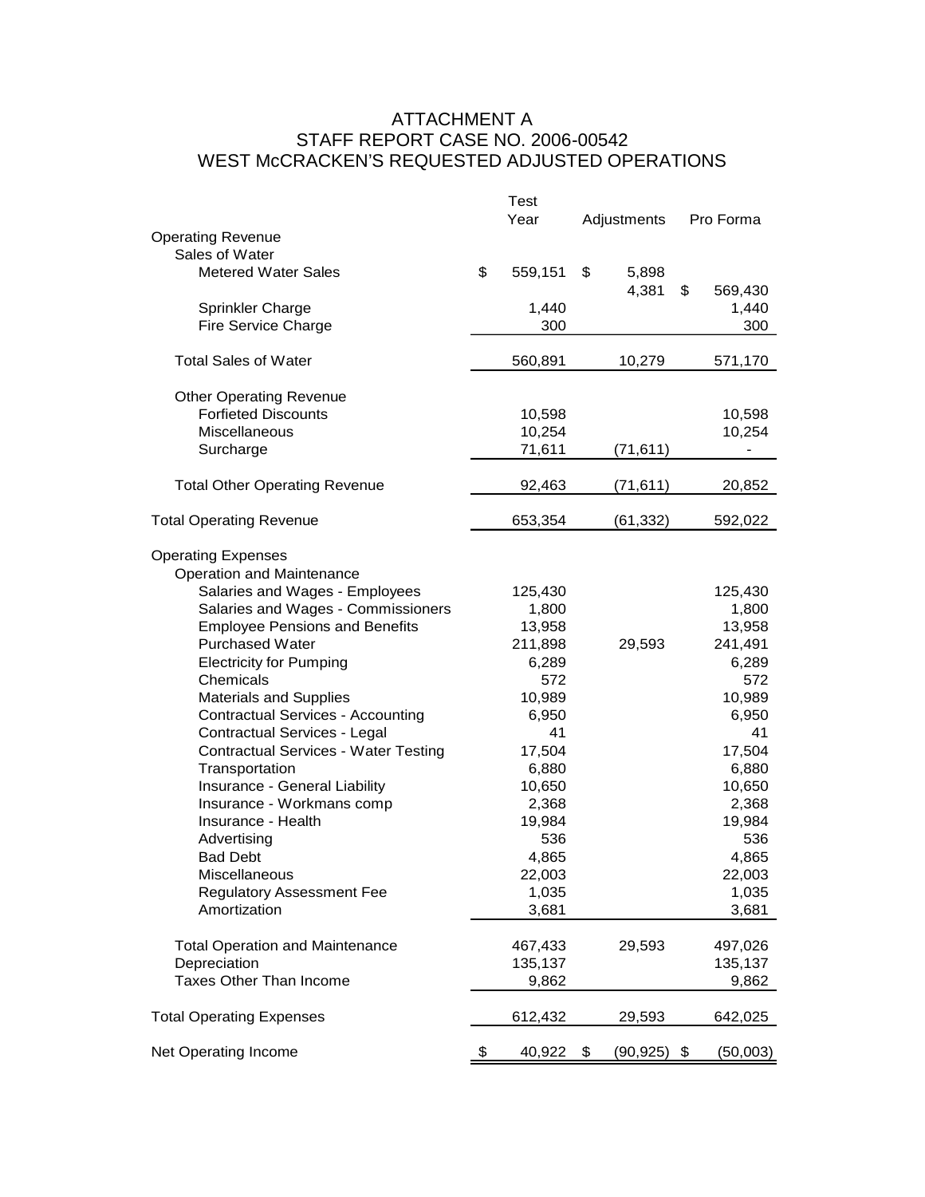# ATTACHMENT A
## STAFF REPORT CASE NO. 2006-00542
## WEST McCRACKEN'S REQUESTED ADJUSTED OPERATIONS

| | Test Year | Adjustments | Pro Forma |
|---|---|---|---|
| Operating Revenue | | | |
| Sales of Water | | | |
| Metered Water Sales | $ 559,151 | $ 5,898 | |
| | | 4,381 | $ 569,430 |
| Sprinkler Charge | 1,440 | | 1,440 |
| Fire Service Charge | 300 | | 300 |
| Total Sales of Water | 560,891 | 10,279 | 571,170 |
| Other Operating Revenue | | | |
| Forfieted Discounts | 10,598 | | 10,598 |
| Miscellaneous | 10,254 | | 10,254 |
| Surcharge | 71,611 | (71,611) | - |
| Total Other Operating Revenue | 92,463 | (71,611) | 20,852 |
| Total Operating Revenue | 653,354 | (61,332) | 592,022 |
| Operating Expenses | | | |
| Operation and Maintenance | | | |
| Salaries and Wages - Employees | 125,430 | | 125,430 |
| Salaries and Wages - Commissioners | 1,800 | | 1,800 |
| Employee Pensions and Benefits | 13,958 | | 13,958 |
| Purchased Water | 211,898 | 29,593 | 241,491 |
| Electricity for Pumping | 6,289 | | 6,289 |
| Chemicals | 572 | | 572 |
| Materials and Supplies | 10,989 | | 10,989 |
| Contractual Services - Accounting | 6,950 | | 6,950 |
| Contractual Services - Legal | 41 | | 41 |
| Contractual Services - Water Testing | 17,504 | | 17,504 |
| Transportation | 6,880 | | 6,880 |
| Insurance - General Liability | 10,650 | | 10,650 |
| Insurance - Workmans comp | 2,368 | | 2,368 |
| Insurance - Health | 19,984 | | 19,984 |
| Advertising | 536 | | 536 |
| Bad Debt | 4,865 | | 4,865 |
| Miscellaneous | 22,003 | | 22,003 |
| Regulatory Assessment Fee | 1,035 | | 1,035 |
| Amortization | 3,681 | | 3,681 |
| Total Operation and Maintenance | 467,433 | 29,593 | 497,026 |
| Depreciation | 135,137 | | 135,137 |
| Taxes Other Than Income | 9,862 | | 9,862 |
| Total Operating Expenses | 612,432 | 29,593 | 642,025 |
| Net Operating Income | $ 40,922 | $ (90,925) | $ (50,003) |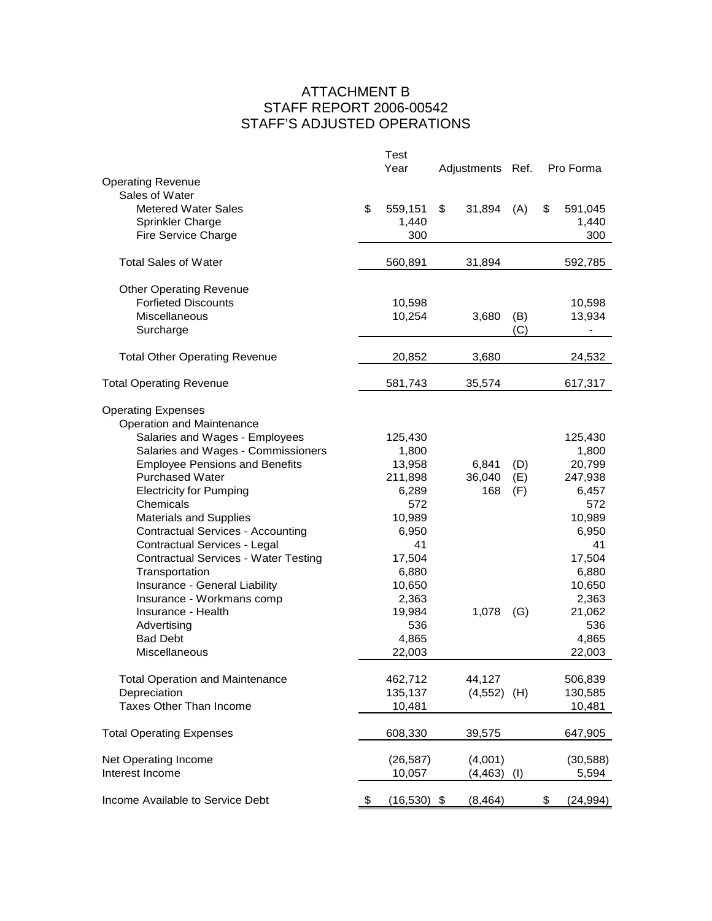# ATTACHMENT B
## STAFF REPORT 2006-00542
## STAFF'S ADJUSTED OPERATIONS

| | Test Year | Adjustments | Ref. | Pro Forma |
|---|---|---|---|---|
| Operating Revenue | | | | |
| Sales of Water | | | | |
| Metered Water Sales | $ 559,151 | $ 31,894 | (A) | $ 591,045 |
| Sprinkler Charge | 1,440 | | | 1,440 |
| Fire Service Charge | 300 | | | 300 |
| Total Sales of Water | 560,891 | 31,894 | | 592,785 |
| Other Operating Revenue | | | | |
| Forfieted Discounts | 10,598 | | | 10,598 |
| Miscellaneous | 10,254 | 3,680 | (B) | 13,934 |
| Surcharge | | | (C) | - |
| Total Other Operating Revenue | 20,852 | 3,680 | | 24,532 |
| Total Operating Revenue | 581,743 | 35,574 | | 617,317 |
| Operating Expenses | | | | |
| Operation and Maintenance | | | | |
| Salaries and Wages - Employees | 125,430 | | | 125,430 |
| Salaries and Wages - Commissioners | 1,800 | | | 1,800 |
| Employee Pensions and Benefits | 13,958 | 6,841 | (D) | 20,799 |
| Purchased Water | 211,898 | 36,040 | (E) | 247,938 |
| Electricity for Pumping | 6,289 | 168 | (F) | 6,457 |
| Chemicals | 572 | | | 572 |
| Materials and Supplies | 10,989 | | | 10,989 |
| Contractual Services - Accounting | 6,950 | | | 6,950 |
| Contractual Services - Legal | 41 | | | 41 |
| Contractual Services - Water Testing | 17,504 | | | 17,504 |
| Transportation | 6,880 | | | 6,880 |
| Insurance - General Liability | 10,650 | | | 10,650 |
| Insurance - Workmans comp | 2,363 | | | 2,363 |
| Insurance - Health | 19,984 | 1,078 | (G) | 21,062 |
| Advertising | 536 | | | 536 |
| Bad Debt | 4,865 | | | 4,865 |
| Miscellaneous | 22,003 | | | 22,003 |
| Total Operation and Maintenance | 462,712 | 44,127 | | 506,839 |
| Depreciation | 135,137 | (4,552) | (H) | 130,585 |
| Taxes Other Than Income | 10,481 | | | 10,481 |
| Total Operating Expenses | 608,330 | 39,575 | | 647,905 |
| Net Operating Income | (26,587) | (4,001) | | (30,588) |
| Interest Income | 10,057 | (4,463) | (I) | 5,594 |
| Income Available to Service Debt | $ (16,530) | $ (8,464) | | $ (24,994) |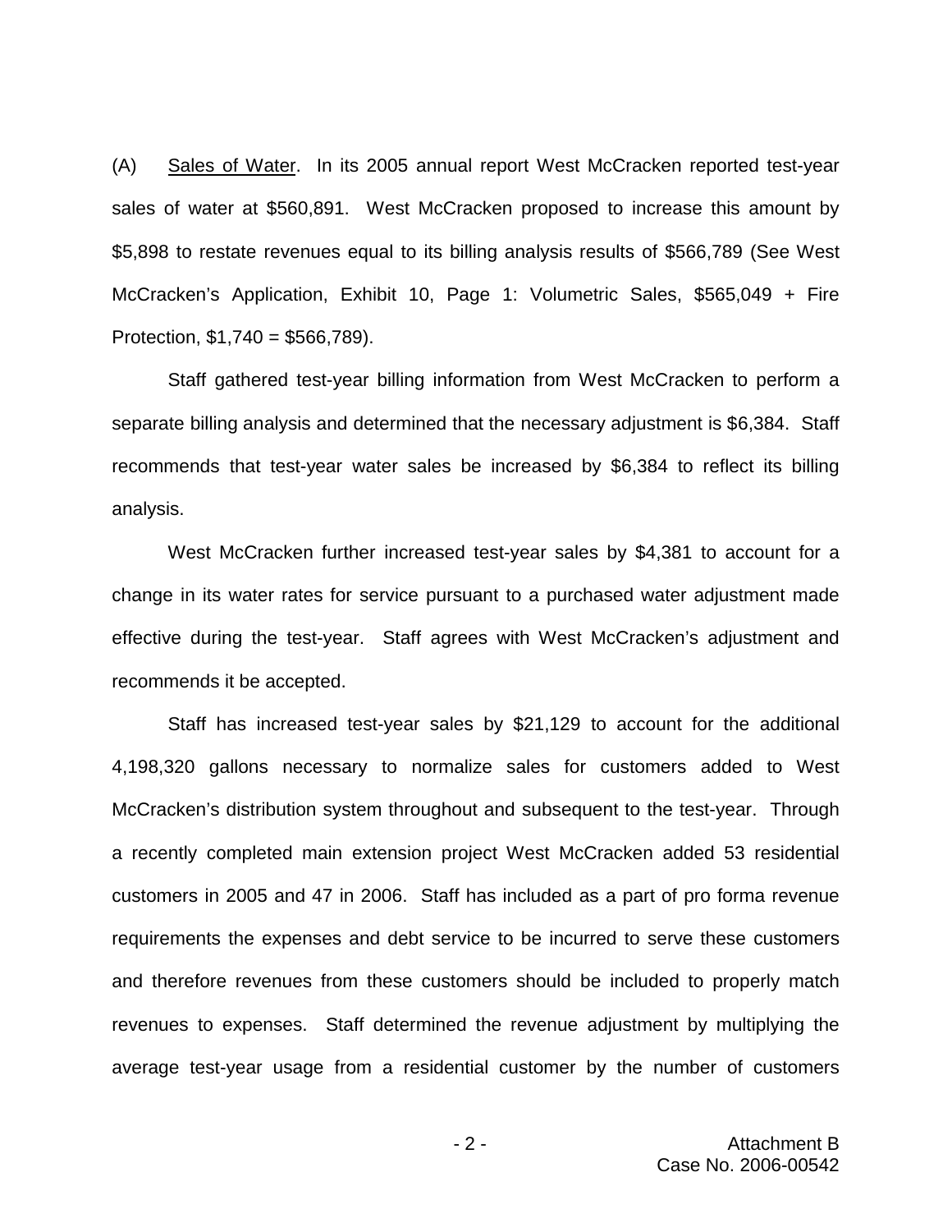(A) Sales of Water. In its 2005 annual report West McCracken reported test-year sales of water at $560,891. West McCracken proposed to increase this amount by $5,898 to restate revenues equal to its billing analysis results of $566,789 (See West McCracken's Application, Exhibit 10, Page 1: Volumetric Sales, $565,049 + Fire Protection, $1,740 = $566,789).

Staff gathered test-year billing information from West McCracken to perform a separate billing analysis and determined that the necessary adjustment is $6,384. Staff recommends that test-year water sales be increased by $6,384 to reflect its billing analysis.

West McCracken further increased test-year sales by $4,381 to account for a change in its water rates for service pursuant to a purchased water adjustment made effective during the test-year. Staff agrees with West McCracken's adjustment and recommends it be accepted.

Staff has increased test-year sales by $21,129 to account for the additional 4,198,320 gallons necessary to normalize sales for customers added to West McCracken's distribution system throughout and subsequent to the test-year. Through a recently completed main extension project West McCracken added 53 residential customers in 2005 and 47 in 2006. Staff has included as a part of pro forma revenue requirements the expenses and debt service to be incurred to serve these customers and therefore revenues from these customers should be included to properly match revenues to expenses. Staff determined the revenue adjustment by multiplying the average test-year usage from a residential customer by the number of customers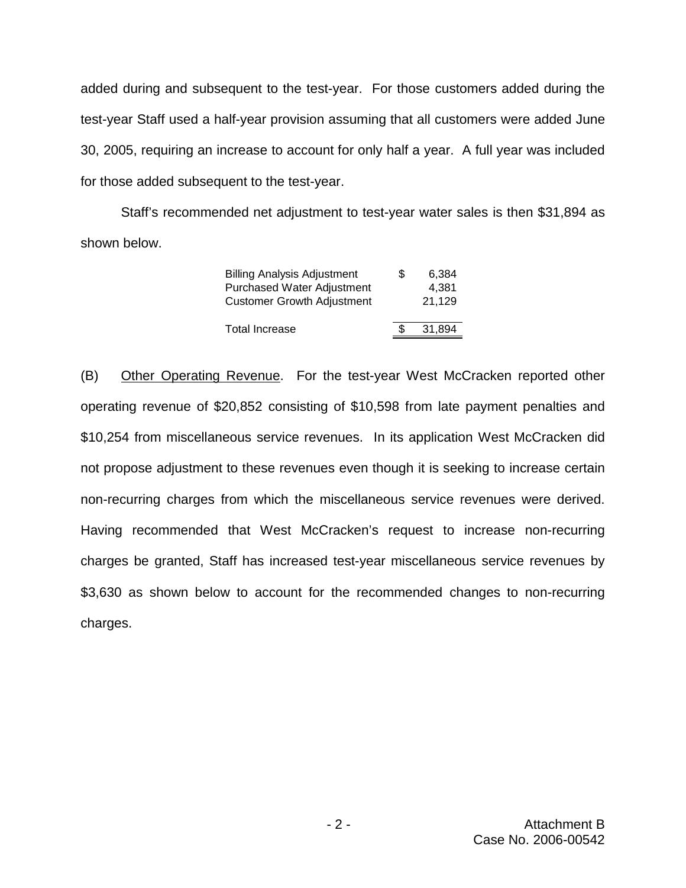added during and subsequent to the test-year. For those customers added during the test-year Staff used a half-year provision assuming that all customers were added June 30, 2005, requiring an increase to account for only half a year. A full year was included for those added subsequent to the test-year.

Staff's recommended net adjustment to test-year water sales is then $31,894 as shown below.

| | | |
|---|---|---|
| Billing Analysis Adjustment | $ | 6,384 |
| Purchased Water Adjustment | | 4,381 |
| Customer Growth Adjustment | | 21,129 |
| Total Increase | $ | 31,894 |

(B) Other Operating Revenue. For the test-year West McCracken reported other operating revenue of $20,852 consisting of $10,598 from late payment penalties and $10,254 from miscellaneous service revenues. In its application West McCracken did not propose adjustment to these revenues even though it is seeking to increase certain non-recurring charges from which the miscellaneous service revenues were derived. Having recommended that West McCracken's request to increase non-recurring charges be granted, Staff has increased test-year miscellaneous service revenues by $3,630 as shown below to account for the recommended changes to non-recurring charges.

Attachment B
Case No. 2006-00542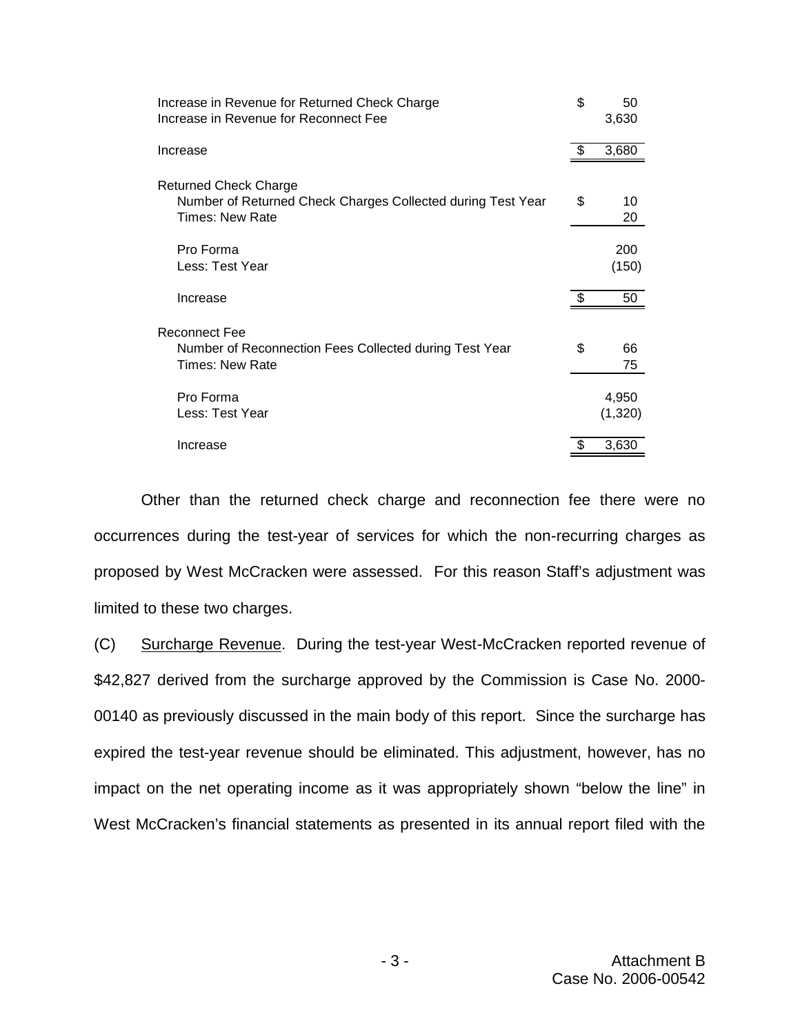| | | |
|---|---|---|
| Increase in Revenue for Returned Check Charge | $ | 50 |
| Increase in Revenue for Reconnect Fee | | 3,630 |
| Increase | $ | 3,680 |
| Returned Check Charge | | |
| Number of Returned Check Charges Collected during Test Year | $ | 10 |
| Times: New Rate | | 20 |
| Pro Forma | | 200 |
| Less: Test Year | | (150) |
| Increase | $ | 50 |
| Reconnect Fee | | |
| Number of Reconnection Fees Collected during Test Year | $ | 66 |
| Times: New Rate | | 75 |
| Pro Forma | | 4,950 |
| Less: Test Year | | (1,320) |
| Increase | $ | 3,630 |

Other than the returned check charge and reconnection fee there were no occurrences during the test-year of services for which the non-recurring charges as proposed by West McCracken were assessed. For this reason Staff's adjustment was limited to these two charges.

(C) Surcharge Revenue. During the test-year West-McCracken reported revenue of $42,827 derived from the surcharge approved by the Commission is Case No. 2000-00140 as previously discussed in the main body of this report. Since the surcharge has expired the test-year revenue should be eliminated. This adjustment, however, has no impact on the net operating income as it was appropriately shown "below the line" in West McCracken's financial statements as presented in its annual report filed with the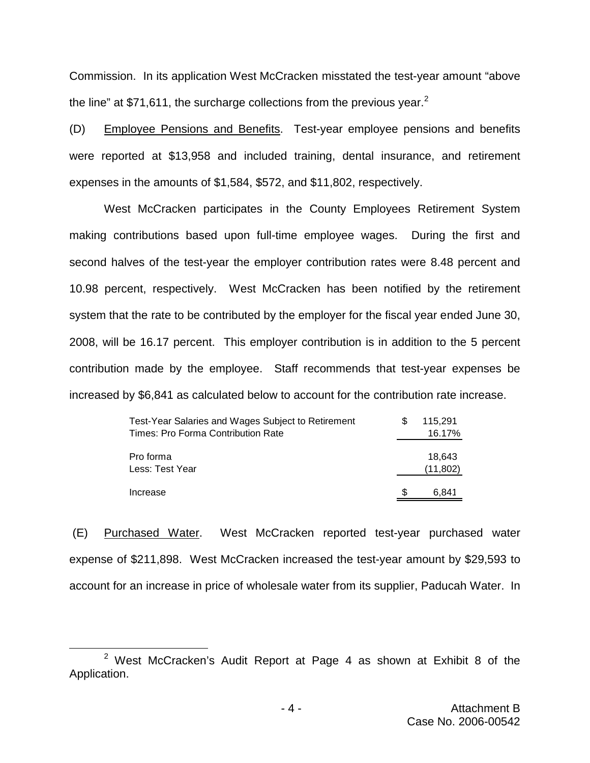Commission. In its application West McCracken misstated the test-year amount "above the line" at $71,611, the surcharge collections from the previous year.[2]

(D) Employee Pensions and Benefits. Test-year employee pensions and benefits were reported at $13,958 and included training, dental insurance, and retirement expenses in the amounts of $1,584, $572, and $11,802, respectively.

West McCracken participates in the County Employees Retirement System making contributions based upon full-time employee wages. During the first and second halves of the test-year the employer contribution rates were 8.48 percent and 10.98 percent, respectively. West McCracken has been notified by the retirement system that the rate to be contributed by the employer for the fiscal year ended June 30, 2008, will be 16.17 percent. This employer contribution is in addition to the 5 percent contribution made by the employee. Staff recommends that test-year expenses be increased by $6,841 as calculated below to account for the contribution rate increase.

| | |
|---|---|
| Test-Year Salaries and Wages Subject to Retirement | $ 115,291 |
| Times: Pro Forma Contribution Rate | 16.17% |
| Pro forma | 18,643 |
| Less: Test Year | (11,802) |
| Increase | $ 6,841 |

(E) Purchased Water. West McCracken reported test-year purchased water expense of $211,898. West McCracken increased the test-year amount by $29,593 to account for an increase in price of wholesale water from its supplier, Paducah Water. In

[2] West McCracken's Audit Report at Page 4 as shown at Exhibit 8 of the Application.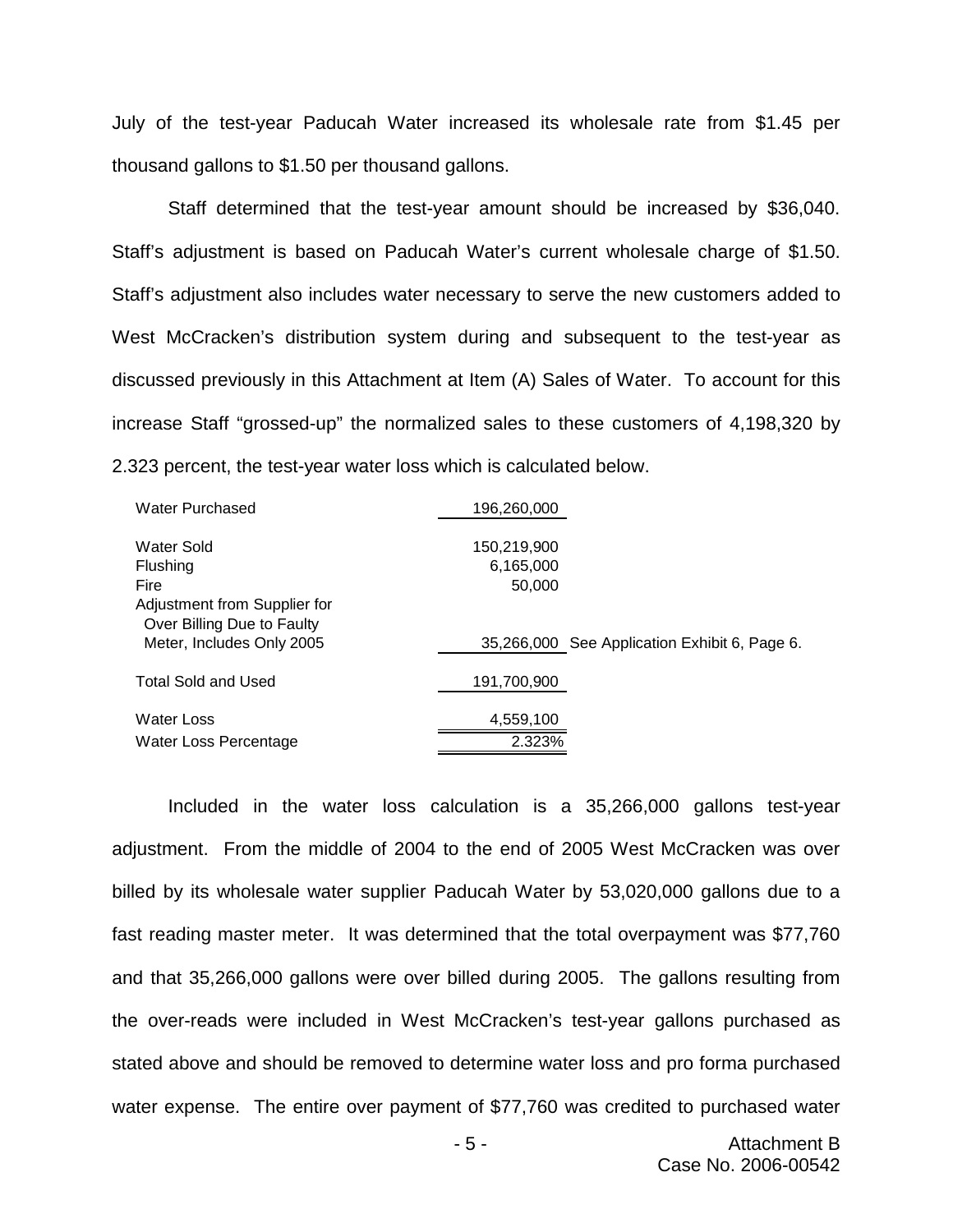July of the test-year Paducah Water increased its wholesale rate from $1.45 per thousand gallons to $1.50 per thousand gallons.

Staff determined that the test-year amount should be increased by $36,040. Staff's adjustment is based on Paducah Water's current wholesale charge of $1.50. Staff's adjustment also includes water necessary to serve the new customers added to West McCracken's distribution system during and subsequent to the test-year as discussed previously in this Attachment at Item (A) Sales of Water. To account for this increase Staff "grossed-up" the normalized sales to these customers of 4,198,320 by 2.323 percent, the test-year water loss which is calculated below.

| | | |
|---|---|---|
| Water Purchased | 196,260,000 | |
| Water Sold | 150,219,900 | |
| Flushing | 6,165,000 | |
| Fire | 50,000 | |
| Adjustment from Supplier for Over Billing Due to Faulty Meter, Includes Only 2005 | 35,266,000 | See Application Exhibit 6, Page 6. |
| Total Sold and Used | 191,700,900 | |
| Water Loss | 4,559,100 | |
| Water Loss Percentage | 2.323% | |

Included in the water loss calculation is a 35,266,000 gallons test-year adjustment. From the middle of 2004 to the end of 2005 West McCracken was over billed by its wholesale water supplier Paducah Water by 53,020,000 gallons due to a fast reading master meter. It was determined that the total overpayment was $77,760 and that 35,266,000 gallons were over billed during 2005. The gallons resulting from the over-reads were included in West McCracken's test-year gallons purchased as stated above and should be removed to determine water loss and pro forma purchased water expense. The entire over payment of $77,760 was credited to purchased water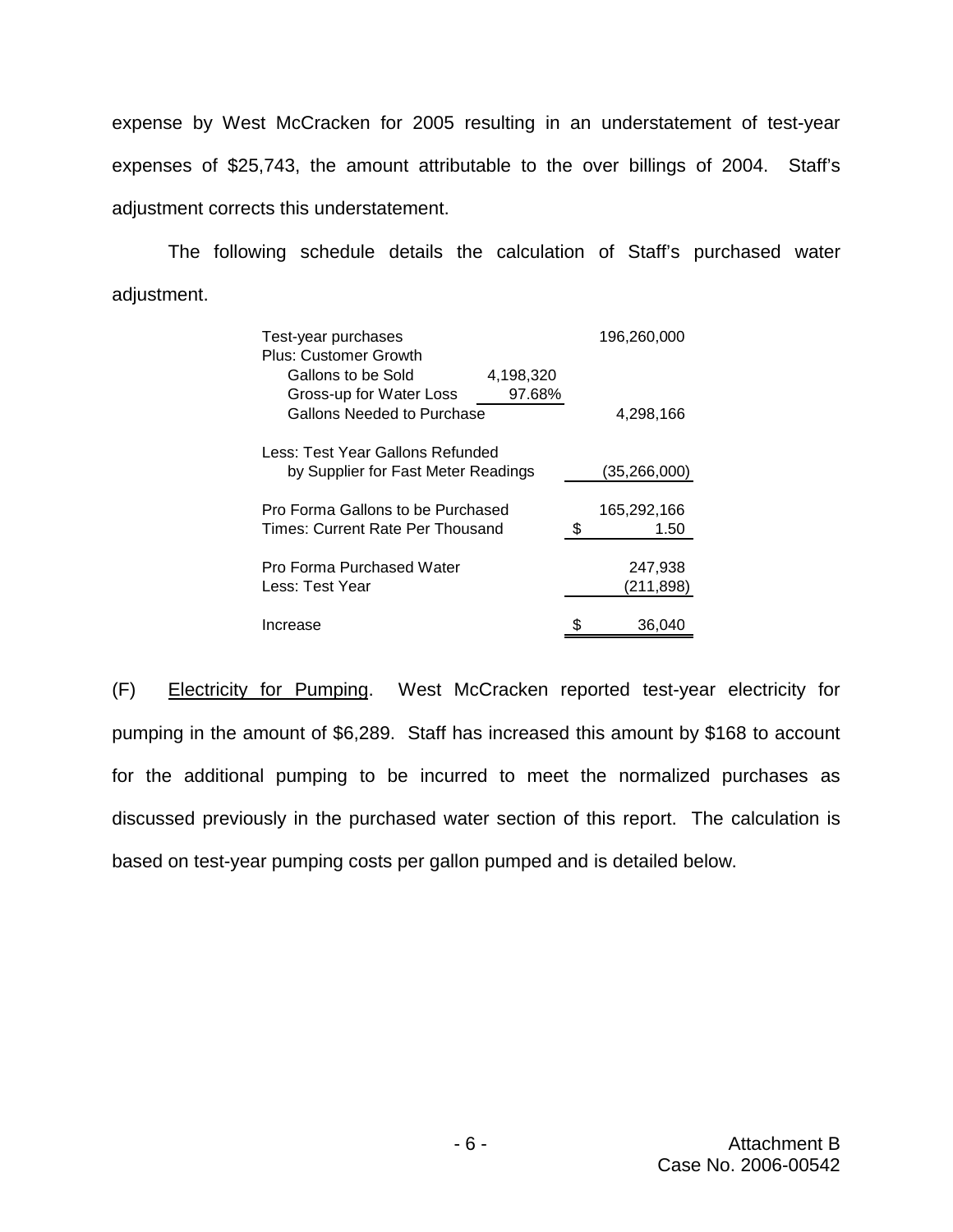expense by West McCracken for 2005 resulting in an understatement of test-year expenses of $25,743, the amount attributable to the over billings of 2004. Staff's adjustment corrects this understatement.

The following schedule details the calculation of Staff's purchased water adjustment.

| | | |
|---|---|---|
| Test-year purchases | | 196,260,000 |
| Plus: Customer Growth | | |
| Gallons to be Sold | 4,198,320 | |
| Gross-up for Water Loss | 97.68% | |
| Gallons Needed to Purchase | | 4,298,166 |
| Less: Test Year Gallons Refunded by Supplier for Fast Meter Readings | | (35,266,000) |
| Pro Forma Gallons to be Purchased | | 165,292,166 |
| Times: Current Rate Per Thousand | | $ 1.50 |
| Pro Forma Purchased Water | | 247,938 |
| Less: Test Year | | (211,898) |
| Increase | | $ 36,040 |

(F) Electricity for Pumping. West McCracken reported test-year electricity for pumping in the amount of $6,289. Staff has increased this amount by $168 to account for the additional pumping to be incurred to meet the normalized purchases as discussed previously in the purchased water section of this report. The calculation is based on test-year pumping costs per gallon pumped and is detailed below.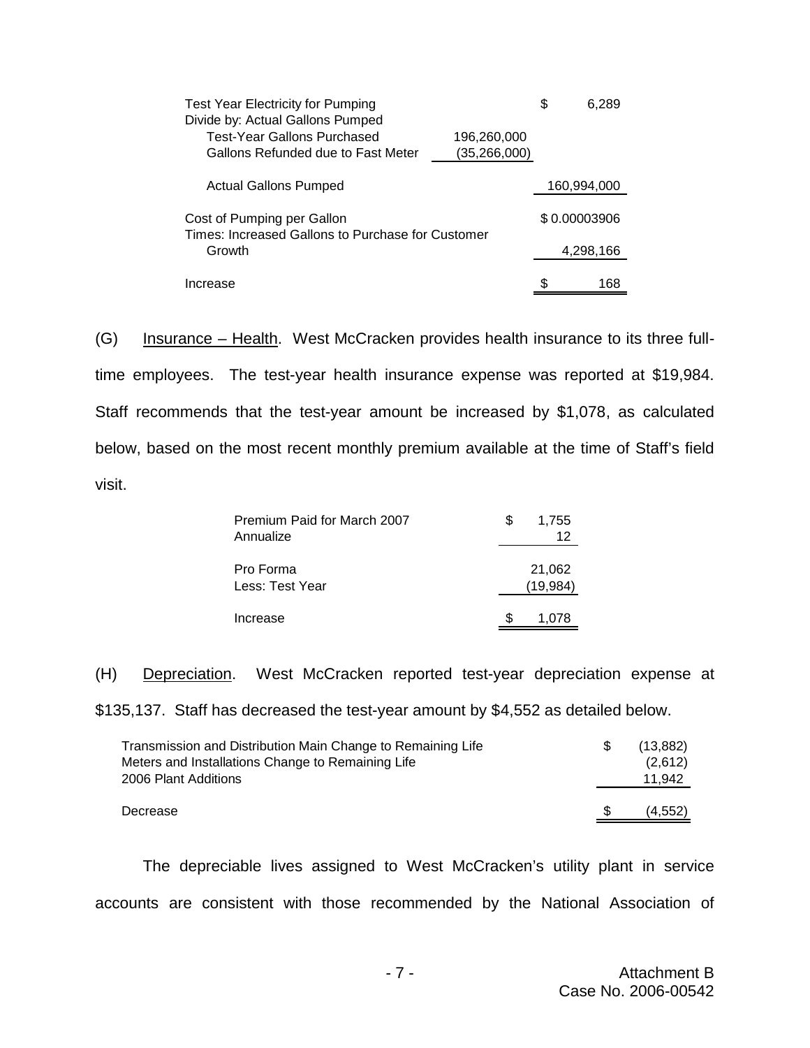| | | |
|---|---|---|
| Test Year Electricity for Pumping | | $ 6,289 |
| Divide by: Actual Gallons Pumped | | |
| Test-Year Gallons Purchased | 196,260,000 | |
| Gallons Refunded due to Fast Meter | (35,266,000) | |
| Actual Gallons Pumped | | 160,994,000 |
| Cost of Pumping per Gallon | | $ 0.00003906 |
| Times: Increased Gallons to Purchase for Customer Growth | | 4,298,166 |
| Increase | | $ 168 |

(G) Insurance – Health. West McCracken provides health insurance to its three full-time employees. The test-year health insurance expense was reported at $19,984. Staff recommends that the test-year amount be increased by $1,078, as calculated below, based on the most recent monthly premium available at the time of Staff's field visit.

| | |
|---|---|
| Premium Paid for March 2007 | $ 1,755 |
| Annualize | 12 |
| Pro Forma | 21,062 |
| Less: Test Year | (19,984) |
| Increase | $ 1,078 |

(H) Depreciation. West McCracken reported test-year depreciation expense at $135,137. Staff has decreased the test-year amount by $4,552 as detailed below.

| | |
|---|---|
| Transmission and Distribution Main Change to Remaining Life | $ (13,882) |
| Meters and Installations Change to Remaining Life | (2,612) |
| 2006 Plant Additions | 11,942 |
| Decrease | $ (4,552) |

The depreciable lives assigned to West McCracken's utility plant in service accounts are consistent with those recommended by the National Association of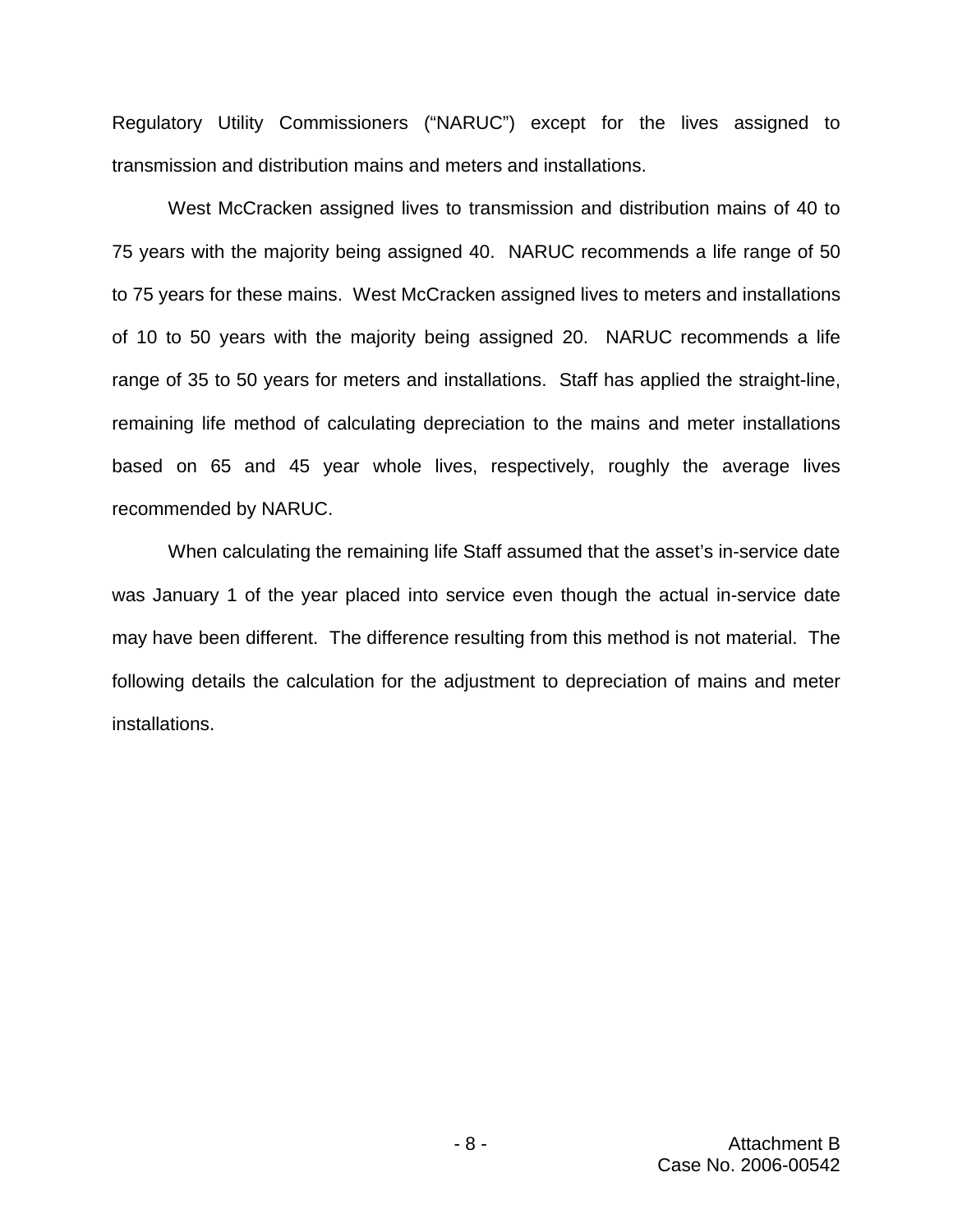Regulatory Utility Commissioners ("NARUC") except for the lives assigned to transmission and distribution mains and meters and installations.

West McCracken assigned lives to transmission and distribution mains of 40 to 75 years with the majority being assigned 40. NARUC recommends a life range of 50 to 75 years for these mains. West McCracken assigned lives to meters and installations of 10 to 50 years with the majority being assigned 20. NARUC recommends a life range of 35 to 50 years for meters and installations. Staff has applied the straight-line, remaining life method of calculating depreciation to the mains and meter installations based on 65 and 45 year whole lives, respectively, roughly the average lives recommended by NARUC.

When calculating the remaining life Staff assumed that the asset's in-service date was January 1 of the year placed into service even though the actual in-service date may have been different. The difference resulting from this method is not material. The following details the calculation for the adjustment to depreciation of mains and meter installations.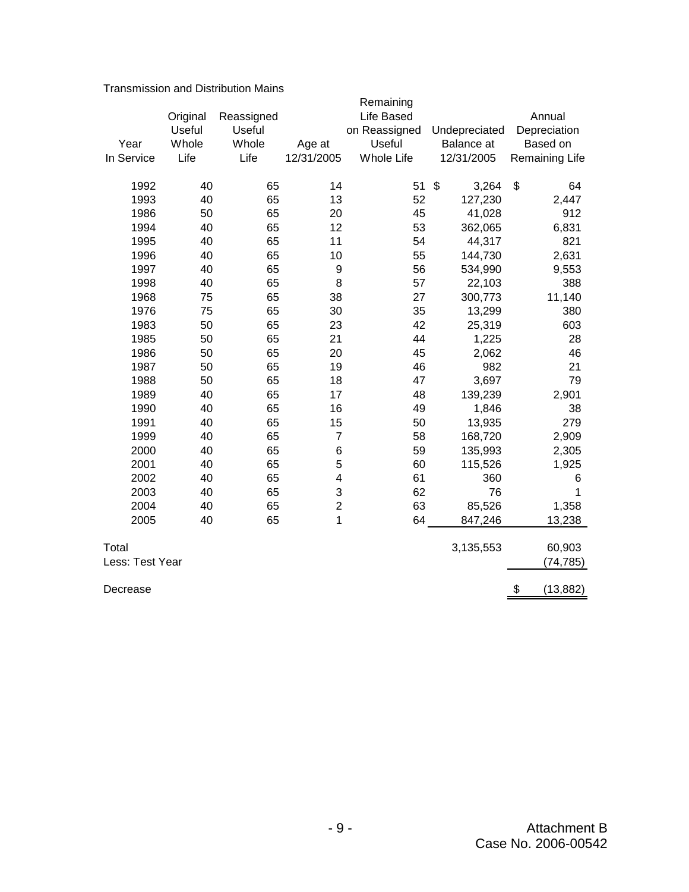Transmission and Distribution Mains

| Year In Service | Original Useful Whole Life | Reassigned Useful Whole Life | Age at 12/31/2005 | Remaining Life Based on Reassigned Useful Whole Life | Undepreciated Balance at 12/31/2005 | Annual Depreciation Based on Remaining Life |
|---|---|---|---|---|---|---|
| 1992 | 40 | 65 | 14 | 51 | $ 3,264 | $ 64 |
| 1993 | 40 | 65 | 13 | 52 | 127,230 | 2,447 |
| 1986 | 50 | 65 | 20 | 45 | 41,028 | 912 |
| 1994 | 40 | 65 | 12 | 53 | 362,065 | 6,831 |
| 1995 | 40 | 65 | 11 | 54 | 44,317 | 821 |
| 1996 | 40 | 65 | 10 | 55 | 144,730 | 2,631 |
| 1997 | 40 | 65 | 9 | 56 | 534,990 | 9,553 |
| 1998 | 40 | 65 | 8 | 57 | 22,103 | 388 |
| 1968 | 75 | 65 | 38 | 27 | 300,773 | 11,140 |
| 1976 | 75 | 65 | 30 | 35 | 13,299 | 380 |
| 1983 | 50 | 65 | 23 | 42 | 25,319 | 603 |
| 1985 | 50 | 65 | 21 | 44 | 1,225 | 28 |
| 1986 | 50 | 65 | 20 | 45 | 2,062 | 46 |
| 1987 | 50 | 65 | 19 | 46 | 982 | 21 |
| 1988 | 50 | 65 | 18 | 47 | 3,697 | 79 |
| 1989 | 40 | 65 | 17 | 48 | 139,239 | 2,901 |
| 1990 | 40 | 65 | 16 | 49 | 1,846 | 38 |
| 1991 | 40 | 65 | 15 | 50 | 13,935 | 279 |
| 1999 | 40 | 65 | 7 | 58 | 168,720 | 2,909 |
| 2000 | 40 | 65 | 6 | 59 | 135,993 | 2,305 |
| 2001 | 40 | 65 | 5 | 60 | 115,526 | 1,925 |
| 2002 | 40 | 65 | 4 | 61 | 360 | 6 |
| 2003 | 40 | 65 | 3 | 62 | 76 | 1 |
| 2004 | 40 | 65 | 2 | 63 | 85,526 | 1,358 |
| 2005 | 40 | 65 | 1 | 64 | 847,246 | 13,238 |
| Total | | | | | 3,135,553 | 60,903 |
| Less: Test Year | | | | | | (74,785) |
| Decrease | | | | | | $ (13,882) |

Attachment B
Case No. 2006-00542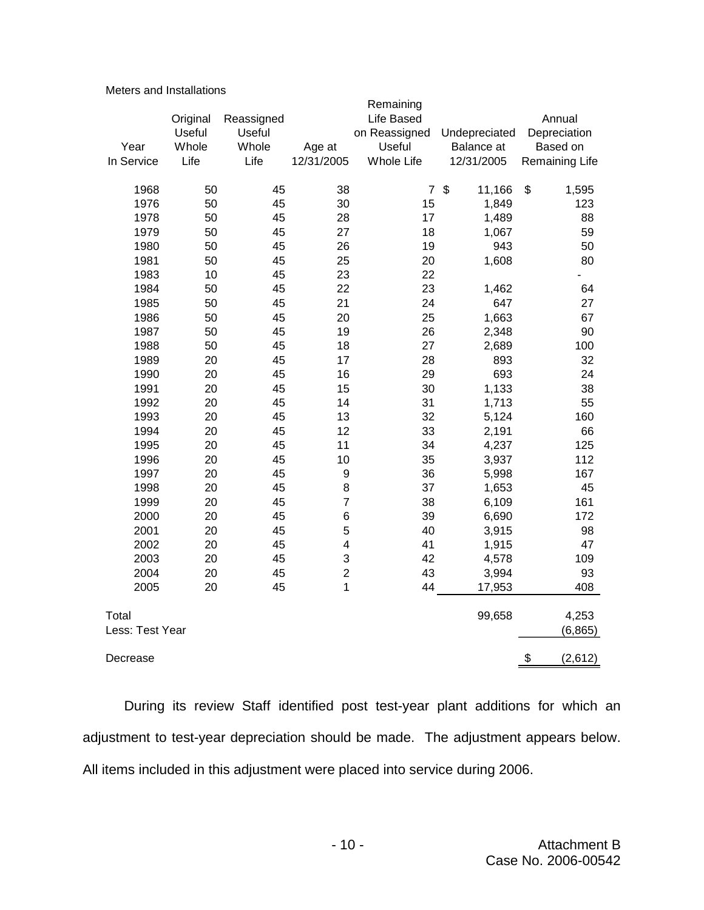Meters and Installations

| Year In Service | Original Useful Whole Life | Reassigned Useful Whole Life | Age at 12/31/2005 | Remaining Life Based on Reassigned Useful Whole Life | Undepreciated Balance at 12/31/2005 | Annual Depreciation Based on Remaining Life |
|---|---|---|---|---|---|---|
| 1968 | 50 | 45 | 38 | 7 | $ 11,166 | $ 1,595 |
| 1976 | 50 | 45 | 30 | 15 | 1,849 | 123 |
| 1978 | 50 | 45 | 28 | 17 | 1,489 | 88 |
| 1979 | 50 | 45 | 27 | 18 | 1,067 | 59 |
| 1980 | 50 | 45 | 26 | 19 | 943 | 50 |
| 1981 | 50 | 45 | 25 | 20 | 1,608 | 80 |
| 1983 | 10 | 45 | 23 | 22 | | - |
| 1984 | 50 | 45 | 22 | 23 | 1,462 | 64 |
| 1985 | 50 | 45 | 21 | 24 | 647 | 27 |
| 1986 | 50 | 45 | 20 | 25 | 1,663 | 67 |
| 1987 | 50 | 45 | 19 | 26 | 2,348 | 90 |
| 1988 | 50 | 45 | 18 | 27 | 2,689 | 100 |
| 1989 | 20 | 45 | 17 | 28 | 893 | 32 |
| 1990 | 20 | 45 | 16 | 29 | 693 | 24 |
| 1991 | 20 | 45 | 15 | 30 | 1,133 | 38 |
| 1992 | 20 | 45 | 14 | 31 | 1,713 | 55 |
| 1993 | 20 | 45 | 13 | 32 | 5,124 | 160 |
| 1994 | 20 | 45 | 12 | 33 | 2,191 | 66 |
| 1995 | 20 | 45 | 11 | 34 | 4,237 | 125 |
| 1996 | 20 | 45 | 10 | 35 | 3,937 | 112 |
| 1997 | 20 | 45 | 9 | 36 | 5,998 | 167 |
| 1998 | 20 | 45 | 8 | 37 | 1,653 | 45 |
| 1999 | 20 | 45 | 7 | 38 | 6,109 | 161 |
| 2000 | 20 | 45 | 6 | 39 | 6,690 | 172 |
| 2001 | 20 | 45 | 5 | 40 | 3,915 | 98 |
| 2002 | 20 | 45 | 4 | 41 | 1,915 | 47 |
| 2003 | 20 | 45 | 3 | 42 | 4,578 | 109 |
| 2004 | 20 | 45 | 2 | 43 | 3,994 | 93 |
| 2005 | 20 | 45 | 1 | 44 | 17,953 | 408 |
| Total | | | | | 99,658 | 4,253 |
| Less: Test Year | | | | | | (6,865) |
| Decrease | | | | | | $ (2,612) |

During its review Staff identified post test-year plant additions for which an adjustment to test-year depreciation should be made. The adjustment appears below. All items included in this adjustment were placed into service during 2006.

Attachment B
Case No. 2006-00542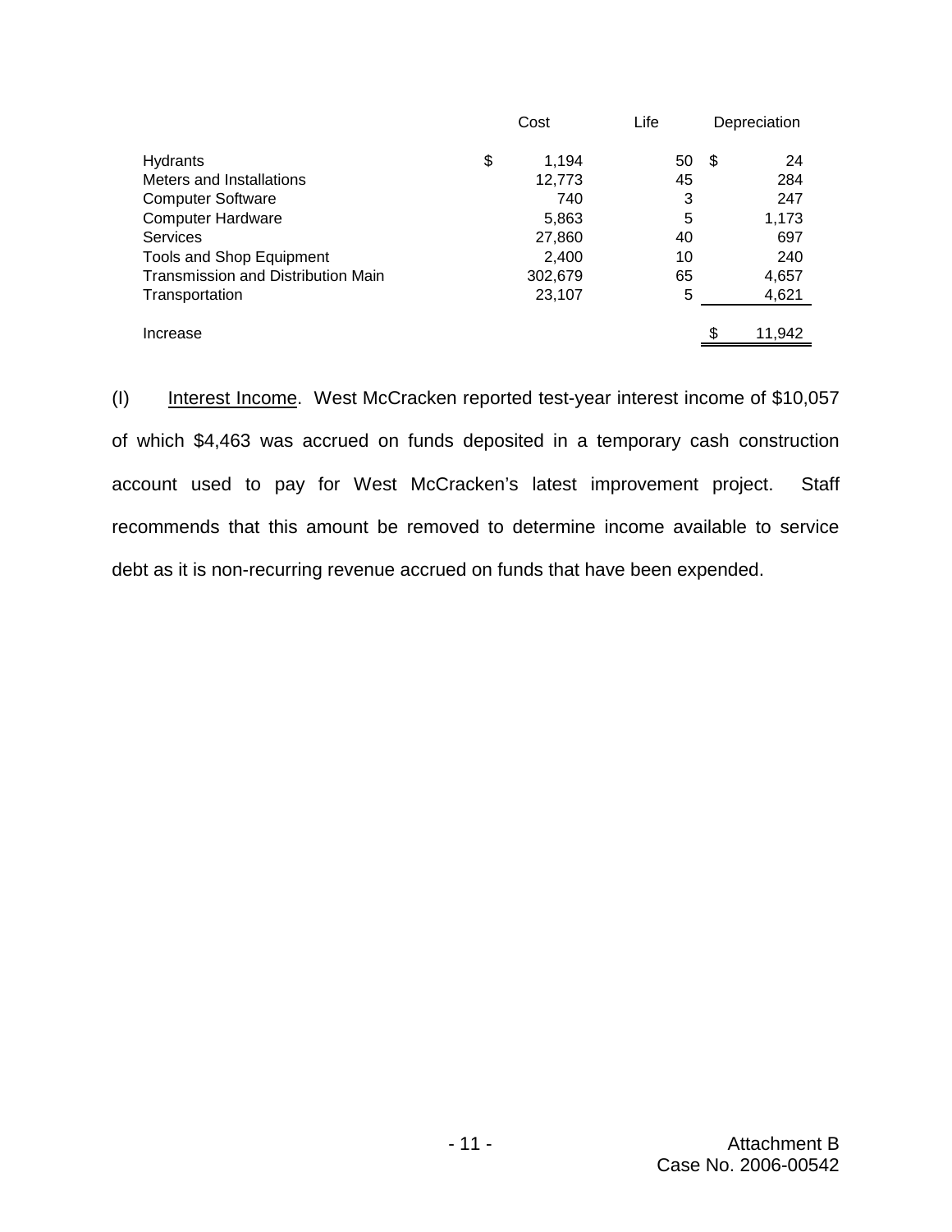| | Cost | Life | Depreciation |
|---|---|---|---|
| Hydrants | $ 1,194 | 50 | $ 24 |
| Meters and Installations | 12,773 | 45 | 284 |
| Computer Software | 740 | 3 | 247 |
| Computer Hardware | 5,863 | 5 | 1,173 |
| Services | 27,860 | 40 | 697 |
| Tools and Shop Equipment | 2,400 | 10 | 240 |
| Transmission and Distribution Main | 302,679 | 65 | 4,657 |
| Transportation | 23,107 | 5 | 4,621 |
| Increase | | | $ 11,942 |

(I) Interest Income. West McCracken reported test-year interest income of $10,057 of which $4,463 was accrued on funds deposited in a temporary cash construction account used to pay for West McCracken's latest improvement project. Staff recommends that this amount be removed to determine income available to service debt as it is non-recurring revenue accrued on funds that have been expended.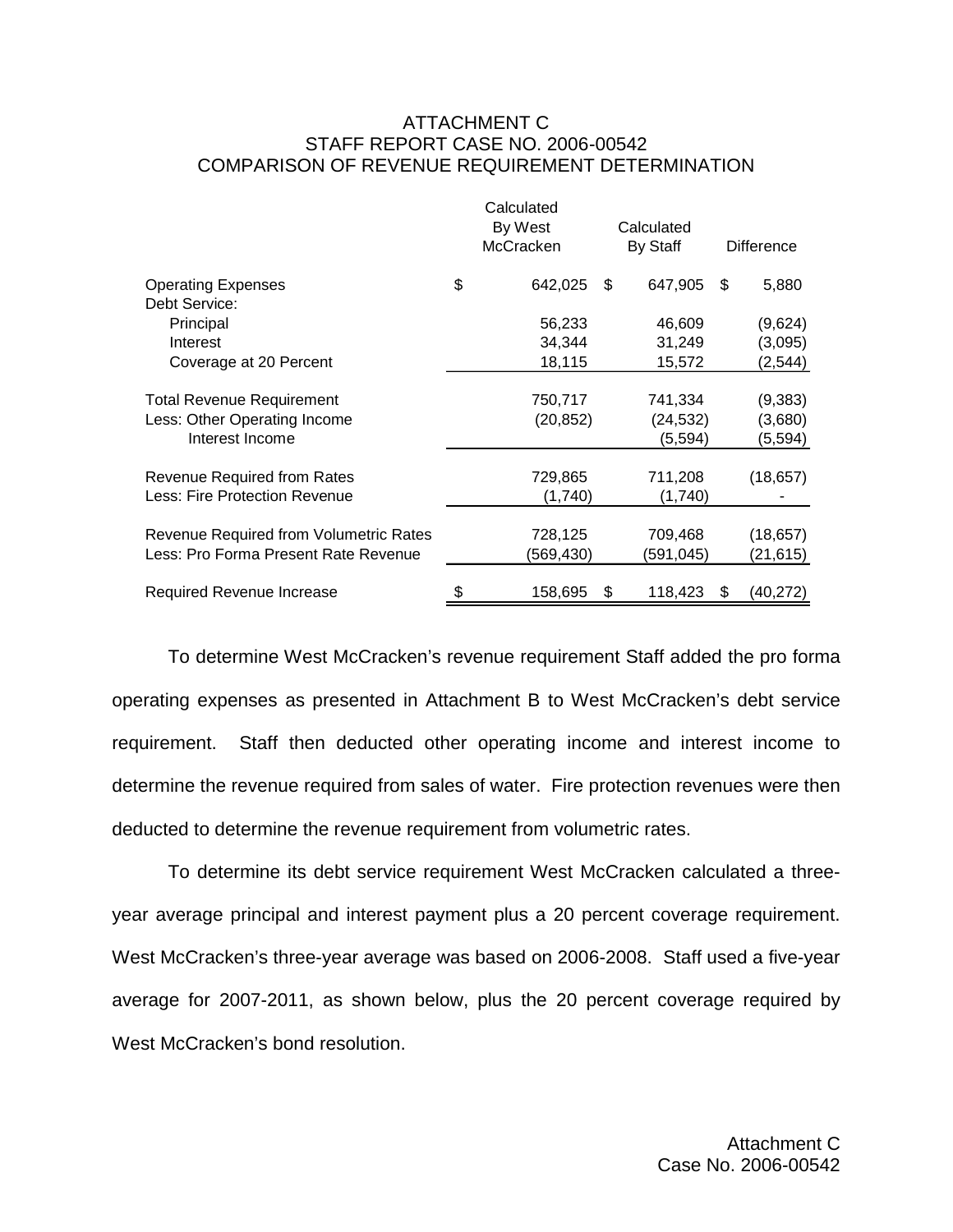# ATTACHMENT C
## STAFF REPORT CASE NO. 2006-00542
## COMPARISON OF REVENUE REQUIREMENT DETERMINATION

| | Calculated By West McCracken | Calculated By Staff | Difference |
|---|---|---|---|
| Operating Expenses | $ 642,025 | $ 647,905 | $ 5,880 |
| Debt Service: | | | |
| Principal | 56,233 | 46,609 | (9,624) |
| Interest | 34,344 | 31,249 | (3,095) |
| Coverage at 20 Percent | 18,115 | 15,572 | (2,544) |
| Total Revenue Requirement | 750,717 | 741,334 | (9,383) |
| Less: Other Operating Income | (20,852) | (24,532) | (3,680) |
| Interest Income | | (5,594) | (5,594) |
| Revenue Required from Rates | 729,865 | 711,208 | (18,657) |
| Less: Fire Protection Revenue | (1,740) | (1,740) | - |
| Revenue Required from Volumetric Rates | 728,125 | 709,468 | (18,657) |
| Less: Pro Forma Present Rate Revenue | (569,430) | (591,045) | (21,615) |
| Required Revenue Increase | $ 158,695 | $ 118,423 | $ (40,272) |

To determine West McCracken's revenue requirement Staff added the pro forma operating expenses as presented in Attachment B to West McCracken's debt service requirement. Staff then deducted other operating income and interest income to determine the revenue required from sales of water. Fire protection revenues were then deducted to determine the revenue requirement from volumetric rates.

To determine its debt service requirement West McCracken calculated a three-year average principal and interest payment plus a 20 percent coverage requirement. West McCracken's three-year average was based on 2006-2008. Staff used a five-year average for 2007-2011, as shown below, plus the 20 percent coverage required by West McCracken's bond resolution.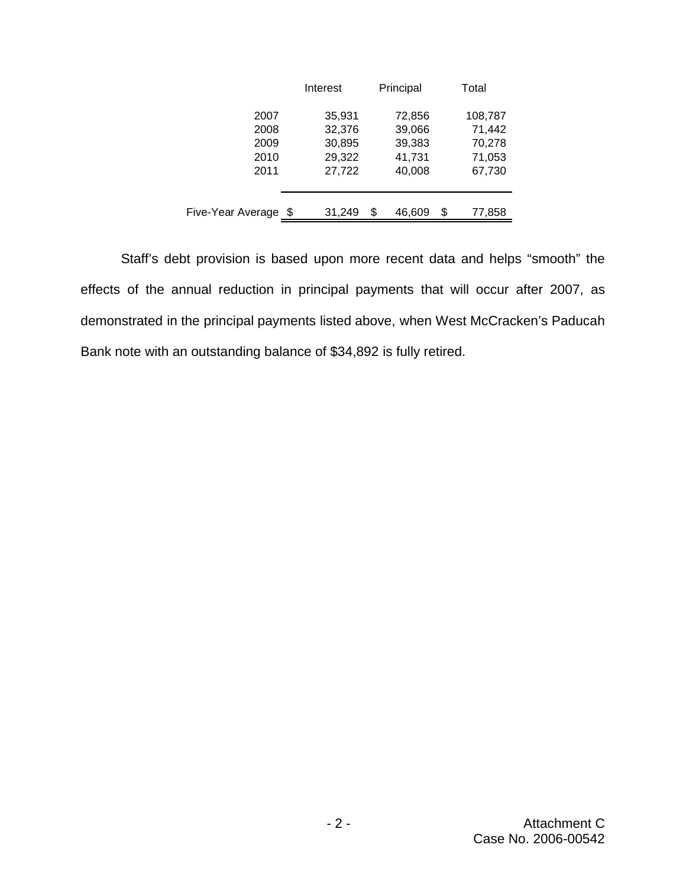| | Interest | Principal | Total |
|---|---|---|---|
| 2007 | 35,931 | 72,856 | 108,787 |
| 2008 | 32,376 | 39,066 | 71,442 |
| 2009 | 30,895 | 39,383 | 70,278 |
| 2010 | 29,322 | 41,731 | 71,053 |
| 2011 | 27,722 | 40,008 | 67,730 |
| Five-Year Average | $ 31,249 | $ 46,609 | $ 77,858 |

Staff's debt provision is based upon more recent data and helps "smooth" the effects of the annual reduction in principal payments that will occur after 2007, as demonstrated in the principal payments listed above, when West McCracken's Paducah Bank note with an outstanding balance of $34,892 is fully retired.

Attachment C
Case No. 2006-00542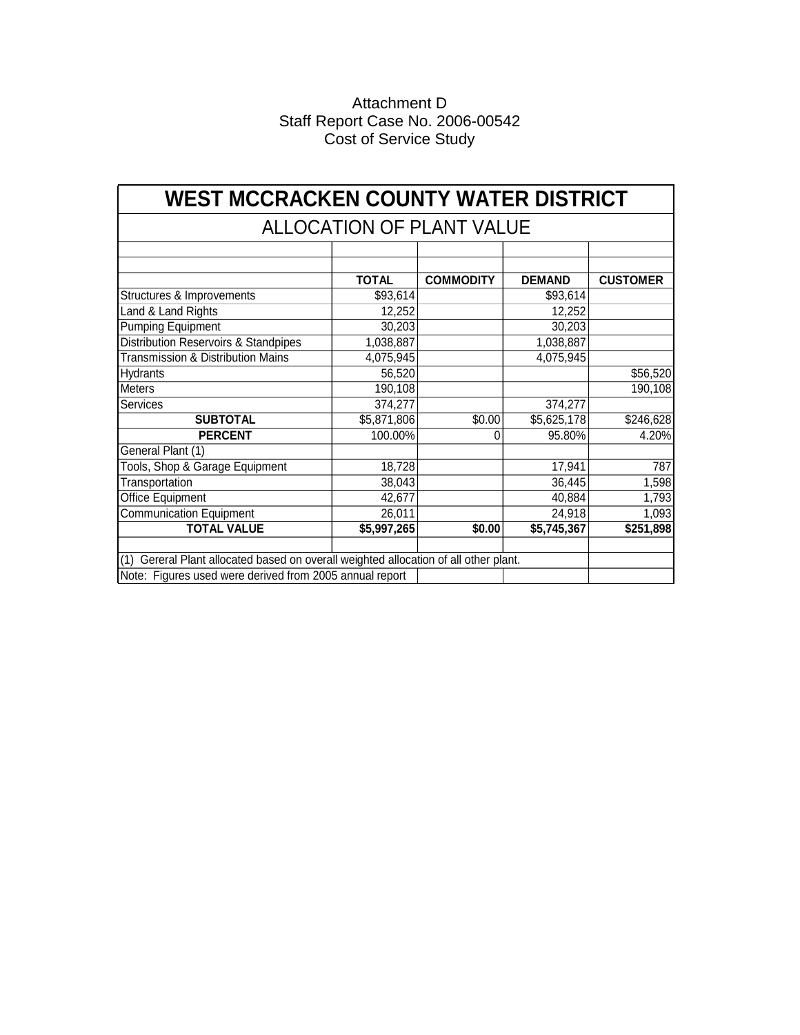Attachment D
Staff Report Case No. 2006-00542
Cost of Service Study

# WEST MCCRACKEN COUNTY WATER DISTRICT

## ALLOCATION OF PLANT VALUE

| | TOTAL | COMMODITY | DEMAND | CUSTOMER |
|---|---|---|---|---|
| Structures & Improvements | $93,614 | | $93,614 | |
| Land & Land Rights | 12,252 | | 12,252 | |
| Pumping Equipment | 30,203 | | 30,203 | |
| Distribution Reservoirs & Standpipes | 1,038,887 | | 1,038,887 | |
| Transmission & Distribution Mains | 4,075,945 | | 4,075,945 | |
| Hydrants | 56,520 | | | $56,520 |
| Meters | 190,108 | | | 190,108 |
| Services | 374,277 | | 374,277 | |
| **SUBTOTAL** | $5,871,806 | $0.00 | $5,625,178 | $246,628 |
| **PERCENT** | 100.00% | 0 | 95.80% | 4.20% |
| General Plant (1) | | | | |
| Tools, Shop & Garage Equipment | 18,728 | | 17,941 | 787 |
| Transportation | 38,043 | | 36,445 | 1,598 |
| Office Equipment | 42,677 | | 40,884 | 1,793 |
| Communication Equipment | 26,011 | | 24,918 | 1,093 |
| **TOTAL VALUE** | **$5,997,265** | **$0.00** | **$5,745,367** | **$251,898** |

(1) Gereral Plant allocated based on overall weighted allocation of all other plant.

Note: Figures used were derived from 2005 annual report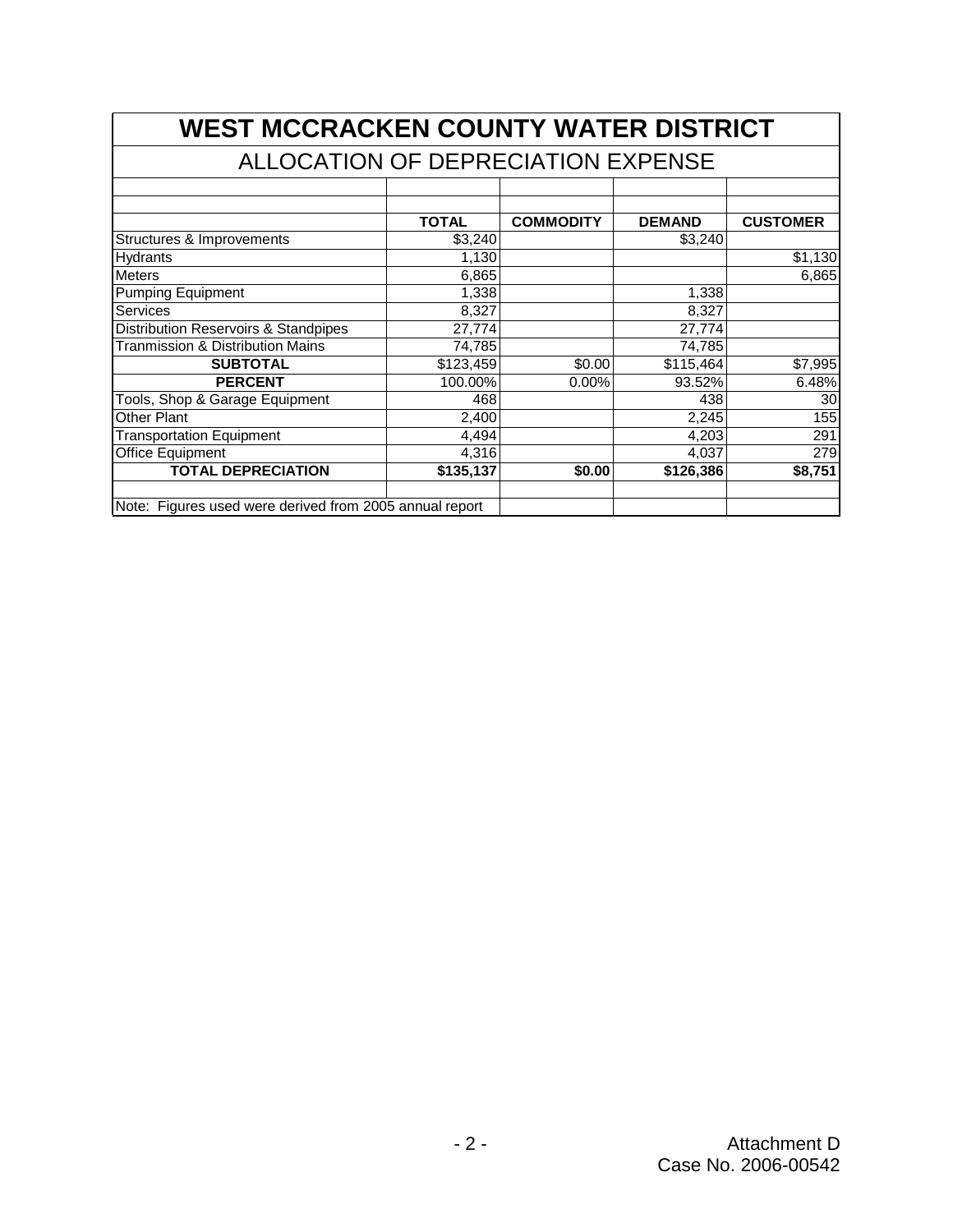# WEST MCCRACKEN COUNTY WATER DISTRICT

## ALLOCATION OF DEPRECIATION EXPENSE

| | TOTAL | COMMODITY | DEMAND | CUSTOMER |
|---|---|---|---|---|
| Structures & Improvements | $3,240 | | $3,240 | |
| Hydrants | 1,130 | | | $1,130 |
| Meters | 6,865 | | | 6,865 |
| Pumping Equipment | 1,338 | | 1,338 | |
| Services | 8,327 | | 8,327 | |
| Distribution Reservoirs & Standpipes | 27,774 | | 27,774 | |
| Tranmission & Distribution Mains | 74,785 | | 74,785 | |
| **SUBTOTAL** | $123,459 | $0.00 | $115,464 | $7,995 |
| **PERCENT** | 100.00% | 0.00% | 93.52% | 6.48% |
| Tools, Shop & Garage Equipment | 468 | | 438 | 30 |
| Other Plant | 2,400 | | 2,245 | 155 |
| Transportation Equipment | 4,494 | | 4,203 | 291 |
| Office Equipment | 4,316 | | 4,037 | 279 |
| **TOTAL DEPRECIATION** | **$135,137** | **$0.00** | **$126,386** | **$8,751** |

Note: Figures used were derived from 2005 annual report

Attachment D
Case No. 2006-00542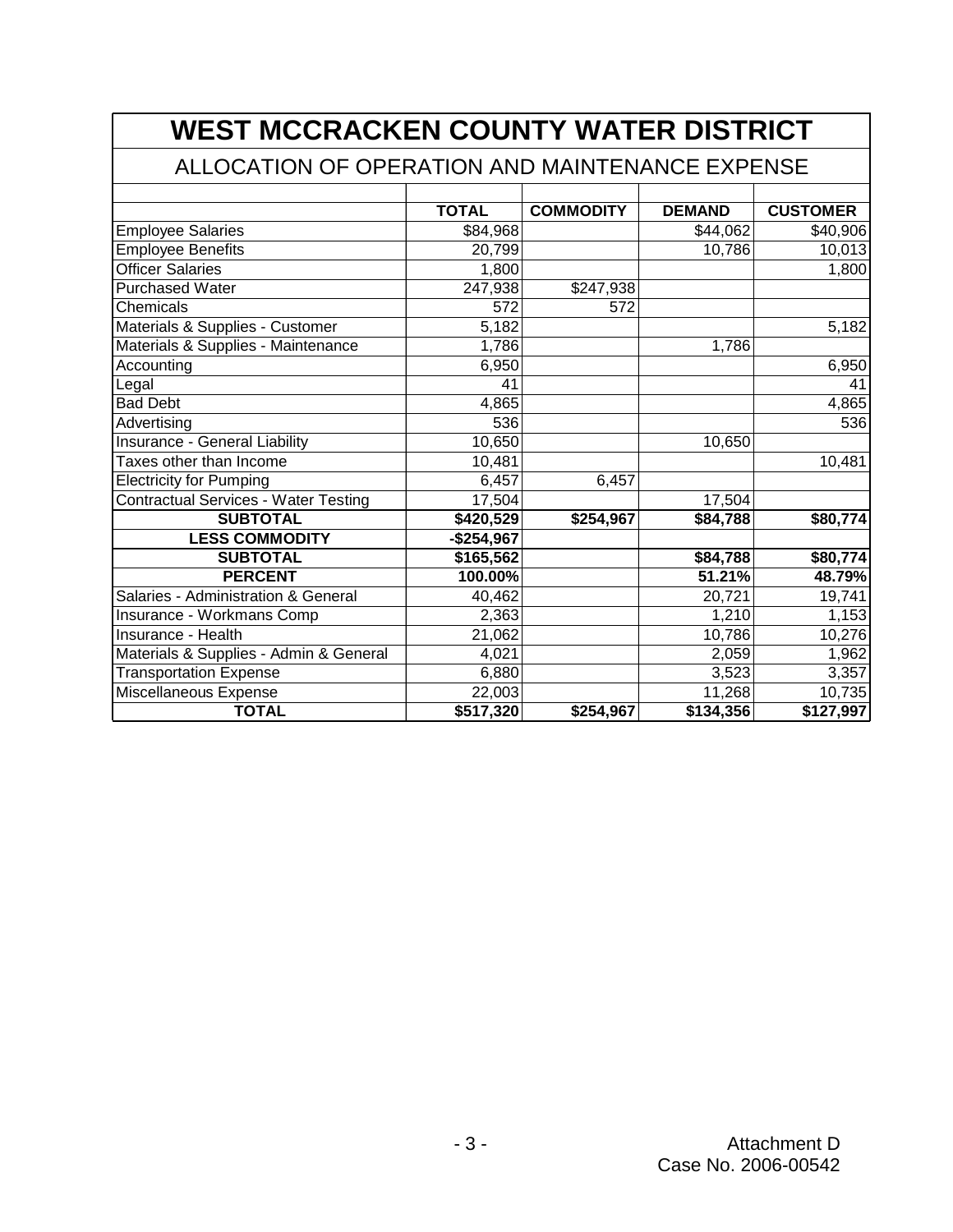# WEST MCCRACKEN COUNTY WATER DISTRICT

## ALLOCATION OF OPERATION AND MAINTENANCE EXPENSE

| | TOTAL | COMMODITY | DEMAND | CUSTOMER |
|---|---|---|---|---|
| Employee Salaries | $84,968 | | $44,062 | $40,906 |
| Employee Benefits | 20,799 | | 10,786 | 10,013 |
| Officer Salaries | 1,800 | | | 1,800 |
| Purchased Water | 247,938 | $247,938 | | |
| Chemicals | 572 | 572 | | |
| Materials & Supplies - Customer | 5,182 | | | 5,182 |
| Materials & Supplies - Maintenance | 1,786 | | 1,786 | |
| Accounting | 6,950 | | | 6,950 |
| Legal | 41 | | | 41 |
| Bad Debt | 4,865 | | | 4,865 |
| Advertising | 536 | | | 536 |
| Insurance - General Liability | 10,650 | | 10,650 | |
| Taxes other than Income | 10,481 | | | 10,481 |
| Electricity for Pumping | 6,457 | 6,457 | | |
| Contractual Services - Water Testing | 17,504 | | 17,504 | |
| **SUBTOTAL** | **$420,529** | **$254,967** | **$84,788** | **$80,774** |
| **LESS COMMODITY** | **-$254,967** | | | |
| **SUBTOTAL** | **$165,562** | | **$84,788** | **$80,774** |
| **PERCENT** | **100.00%** | | **51.21%** | **48.79%** |
| Salaries - Administration & General | 40,462 | | 20,721 | 19,741 |
| Insurance - Workmans Comp | 2,363 | | 1,210 | 1,153 |
| Insurance - Health | 21,062 | | 10,786 | 10,276 |
| Materials & Supplies - Admin & General | 4,021 | | 2,059 | 1,962 |
| Transportation Expense | 6,880 | | 3,523 | 3,357 |
| Miscellaneous Expense | 22,003 | | 11,268 | 10,735 |
| **TOTAL** | **$517,320** | **$254,967** | **$134,356** | **$127,997** |

Attachment D
Case No. 2006-00542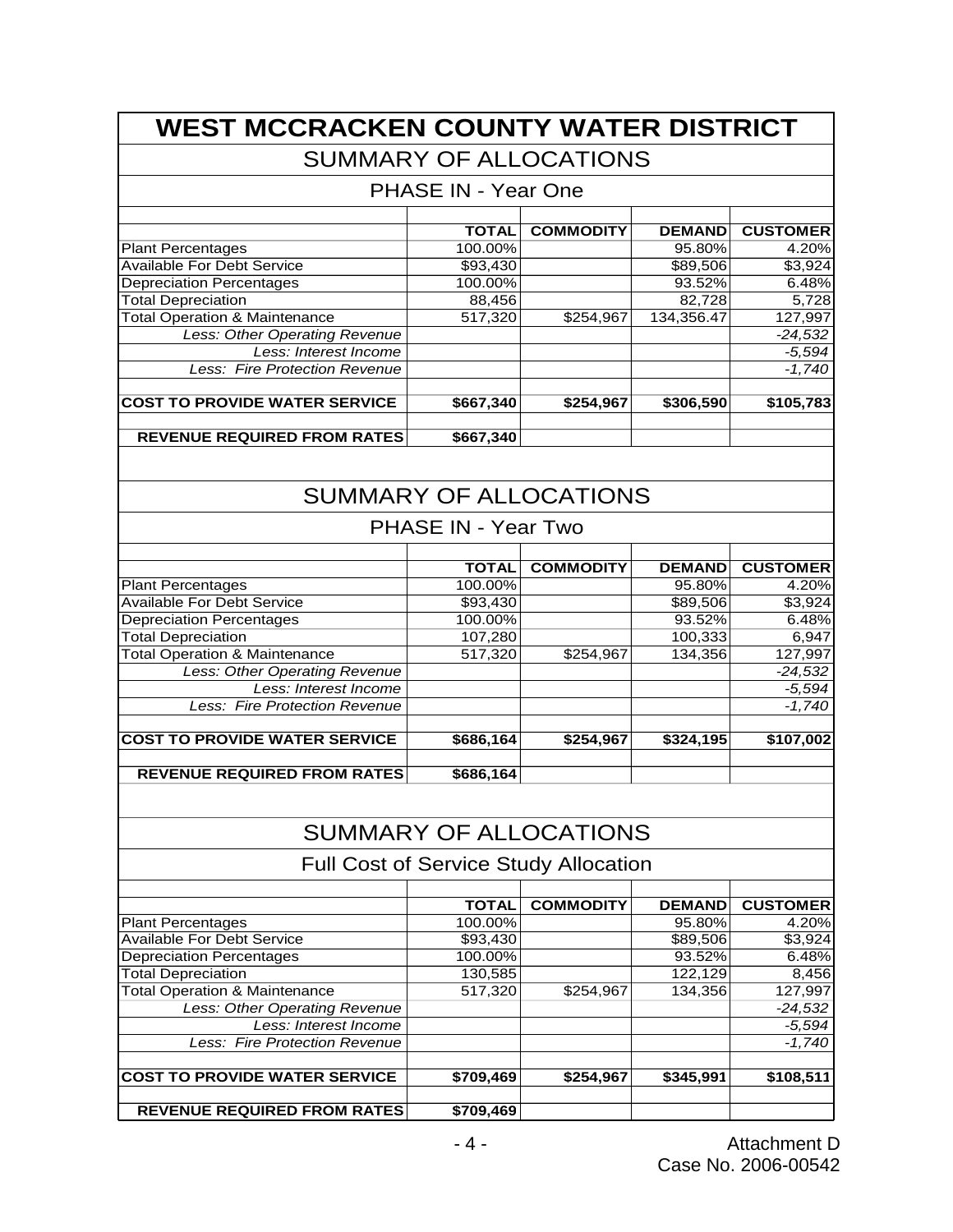# WEST MCCRACKEN COUNTY WATER DISTRICT

## SUMMARY OF ALLOCATIONS

### PHASE IN - Year One

| | TOTAL | COMMODITY | DEMAND | CUSTOMER |
|---|---|---|---|---|
| Plant Percentages | 100.00% | | 95.80% | 4.20% |
| Available For Debt Service | $93,430 | | $89,506 | $3,924 |
| Depreciation Percentages | 100.00% | | 93.52% | 6.48% |
| Total Depreciation | 88,456 | | 82,728 | 5,728 |
| Total Operation & Maintenance | 517,320 | $254,967 | 134,356.47 | 127,997 |
| *Less: Other Operating Revenue* | | | | *-24,532* |
| *Less: Interest Income* | | | | *-5,594* |
| *Less: Fire Protection Revenue* | | | | *-1,740* |
| **COST TO PROVIDE WATER SERVICE** | **$667,340** | **$254,967** | **$306,590** | **$105,783** |
| **REVENUE REQUIRED FROM RATES** | **$667,340** | | | |

## SUMMARY OF ALLOCATIONS

### PHASE IN - Year Two

| | TOTAL | COMMODITY | DEMAND | CUSTOMER |
|---|---|---|---|---|
| Plant Percentages | 100.00% | | 95.80% | 4.20% |
| Available For Debt Service | $93,430 | | $89,506 | $3,924 |
| Depreciation Percentages | 100.00% | | 93.52% | 6.48% |
| Total Depreciation | 107,280 | | 100,333 | 6,947 |
| Total Operation & Maintenance | 517,320 | $254,967 | 134,356 | 127,997 |
| *Less: Other Operating Revenue* | | | | *-24,532* |
| *Less: Interest Income* | | | | *-5,594* |
| *Less: Fire Protection Revenue* | | | | *-1,740* |
| **COST TO PROVIDE WATER SERVICE** | **$686,164** | **$254,967** | **$324,195** | **$107,002** |
| **REVENUE REQUIRED FROM RATES** | **$686,164** | | | |

## SUMMARY OF ALLOCATIONS

### Full Cost of Service Study Allocation

| | TOTAL | COMMODITY | DEMAND | CUSTOMER |
|---|---|---|---|---|
| Plant Percentages | 100.00% | | 95.80% | 4.20% |
| Available For Debt Service | $93,430 | | $89,506 | $3,924 |
| Depreciation Percentages | 100.00% | | 93.52% | 6.48% |
| Total Depreciation | 130,585 | | 122,129 | 8,456 |
| Total Operation & Maintenance | 517,320 | $254,967 | 134,356 | 127,997 |
| *Less: Other Operating Revenue* | | | | *-24,532* |
| *Less: Interest Income* | | | | *-5,594* |
| *Less: Fire Protection Revenue* | | | | *-1,740* |
| **COST TO PROVIDE WATER SERVICE** | **$709,469** | **$254,967** | **$345,991** | **$108,511** |
| **REVENUE REQUIRED FROM RATES** | **$709,469** | | | |

Attachment D
Case No. 2006-00542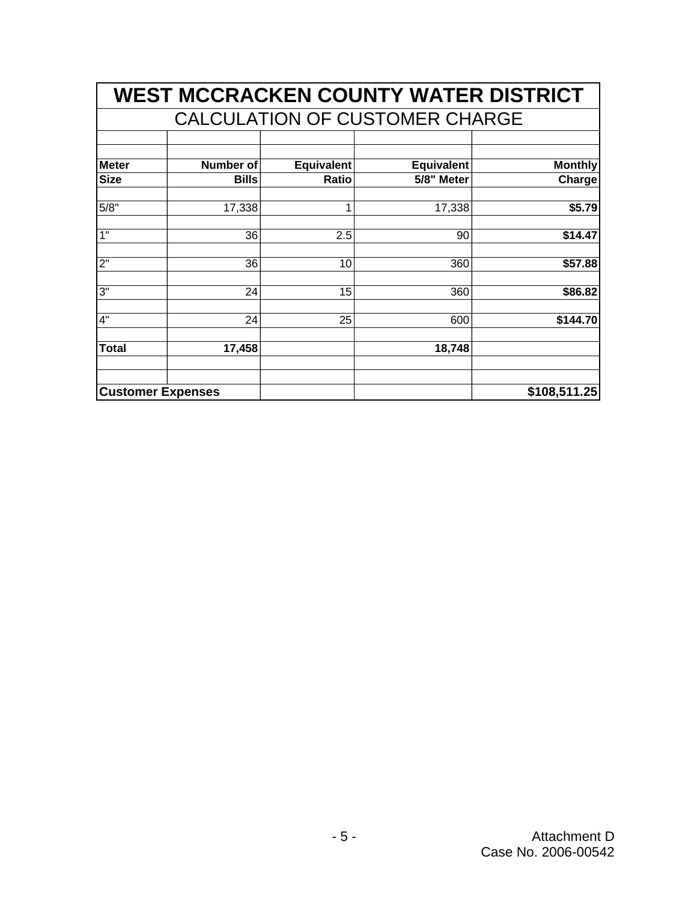# WEST MCCRACKEN COUNTY WATER DISTRICT

## CALCULATION OF CUSTOMER CHARGE

| Meter Size | Number of Bills | Equivalent Ratio | Equivalent 5/8" Meter | Monthly Charge |
|---|---|---|---|---|
| 5/8" | 17,338 | 1 | 17,338 | **$5.79** |
| 1" | 36 | 2.5 | 90 | **$14.47** |
| 2" | 36 | 10 | 360 | **$57.88** |
| 3" | 24 | 15 | 360 | **$86.82** |
| 4" | 24 | 25 | 600 | **$144.70** |
| **Total** | **17,458** | | **18,748** | |
| **Customer Expenses** | | | | **$108,511.25** |

Attachment D
Case No. 2006-00542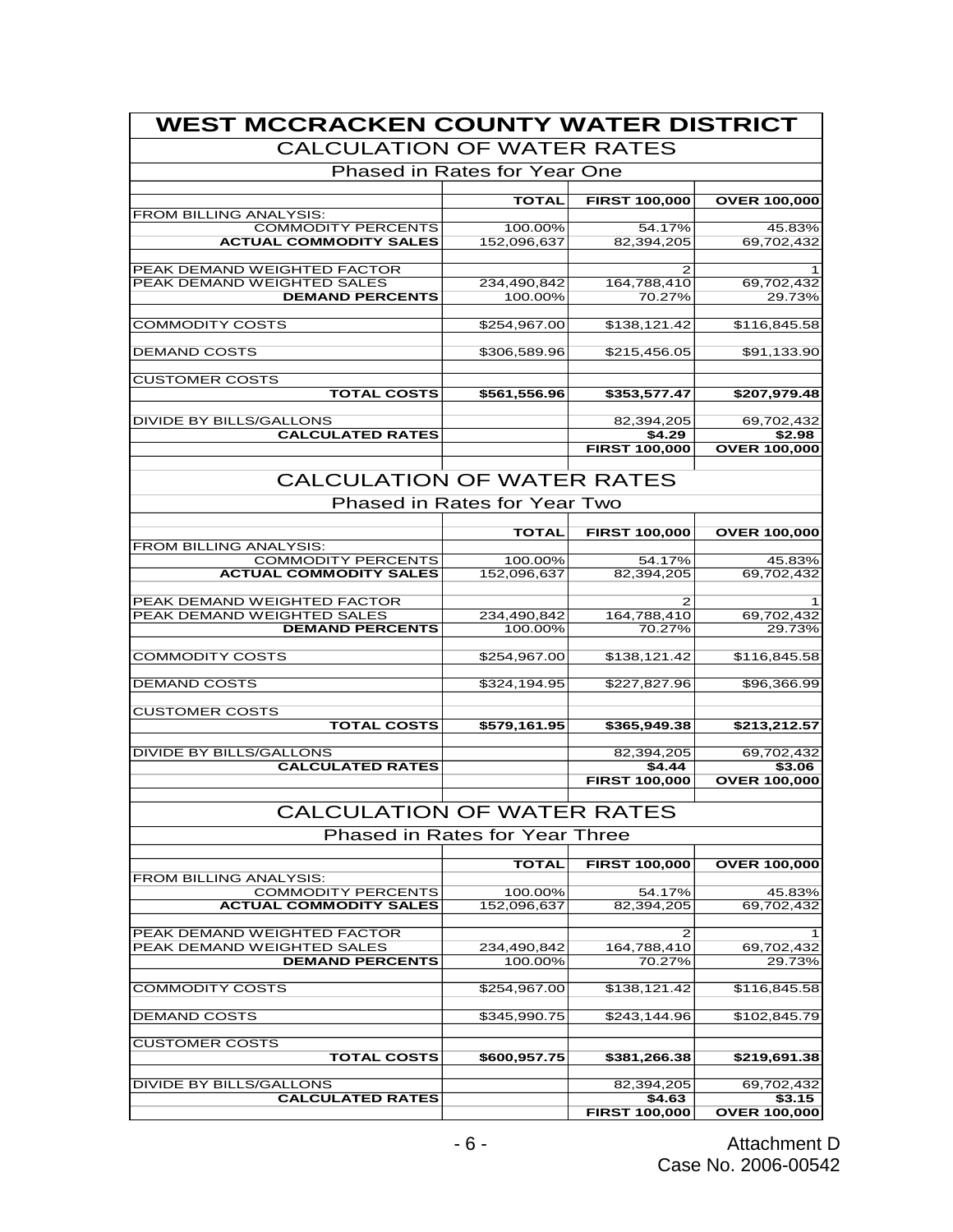# WEST MCCRACKEN COUNTY WATER DISTRICT

## CALCULATION OF WATER RATES

### Phased in Rates for Year One

| | TOTAL | FIRST 100,000 | OVER 100,000 |
|---|---|---|---|
| FROM BILLING ANALYSIS: | | | |
| COMMODITY PERCENTS | 100.00% | 54.17% | 45.83% |
| **ACTUAL COMMODITY SALES** | 152,096,637 | 82,394,205 | 69,702,432 |
| | | | |
| PEAK DEMAND WEIGHTED FACTOR | | 2 | 1 |
| PEAK DEMAND WEIGHTED SALES | 234,490,842 | 164,788,410 | 69,702,432 |
| **DEMAND PERCENTS** | 100.00% | 70.27% | 29.73% |
| | | | |
| COMMODITY COSTS | $254,967.00 | $138,121.42 | $116,845.58 |
| | | | |
| DEMAND COSTS | $306,589.96 | $215,456.05 | $91,133.90 |
| | | | |
| CUSTOMER COSTS | | | |
| **TOTAL COSTS** | **$561,556.96** | **$353,577.47** | **$207,979.48** |
| | | | |
| DIVIDE BY BILLS/GALLONS | | 82,394,205 | 69,702,432 |
| **CALCULATED RATES** | | **$4.29** | **$2.98** |
| | | **FIRST 100,000** | **OVER 100,000** |

## CALCULATION OF WATER RATES

### Phased in Rates for Year Two

| | TOTAL | FIRST 100,000 | OVER 100,000 |
|---|---|---|---|
| FROM BILLING ANALYSIS: | | | |
| COMMODITY PERCENTS | 100.00% | 54.17% | 45.83% |
| **ACTUAL COMMODITY SALES** | 152,096,637 | 82,394,205 | 69,702,432 |
| | | | |
| PEAK DEMAND WEIGHTED FACTOR | | 2 | 1 |
| PEAK DEMAND WEIGHTED SALES | 234,490,842 | 164,788,410 | 69,702,432 |
| **DEMAND PERCENTS** | 100.00% | 70.27% | 29.73% |
| | | | |
| COMMODITY COSTS | $254,967.00 | $138,121.42 | $116,845.58 |
| | | | |
| DEMAND COSTS | $324,194.95 | $227,827.96 | $96,366.99 |
| | | | |
| CUSTOMER COSTS | | | |
| **TOTAL COSTS** | **$579,161.95** | **$365,949.38** | **$213,212.57** |
| | | | |
| DIVIDE BY BILLS/GALLONS | | 82,394,205 | 69,702,432 |
| **CALCULATED RATES** | | **$4.44** | **$3.06** |
| | | **FIRST 100,000** | **OVER 100,000** |

## CALCULATION OF WATER RATES

### Phased in Rates for Year Three

| | TOTAL | FIRST 100,000 | OVER 100,000 |
|---|---|---|---|
| FROM BILLING ANALYSIS: | | | |
| COMMODITY PERCENTS | 100.00% | 54.17% | 45.83% |
| **ACTUAL COMMODITY SALES** | 152,096,637 | 82,394,205 | 69,702,432 |
| | | | |
| PEAK DEMAND WEIGHTED FACTOR | | 2 | 1 |
| PEAK DEMAND WEIGHTED SALES | 234,490,842 | 164,788,410 | 69,702,432 |
| **DEMAND PERCENTS** | 100.00% | 70.27% | 29.73% |
| | | | |
| COMMODITY COSTS | $254,967.00 | $138,121.42 | $116,845.58 |
| | | | |
| DEMAND COSTS | $345,990.75 | $243,144.96 | $102,845.79 |
| | | | |
| CUSTOMER COSTS | | | |
| **TOTAL COSTS** | **$600,957.75** | **$381,266.38** | **$219,691.38** |
| | | | |
| DIVIDE BY BILLS/GALLONS | | 82,394,205 | 69,702,432 |
| **CALCULATED RATES** | | **$4.63** | **$3.15** |
| | | **FIRST 100,000** | **OVER 100,000** |

Attachment D
Case No. 2006-00542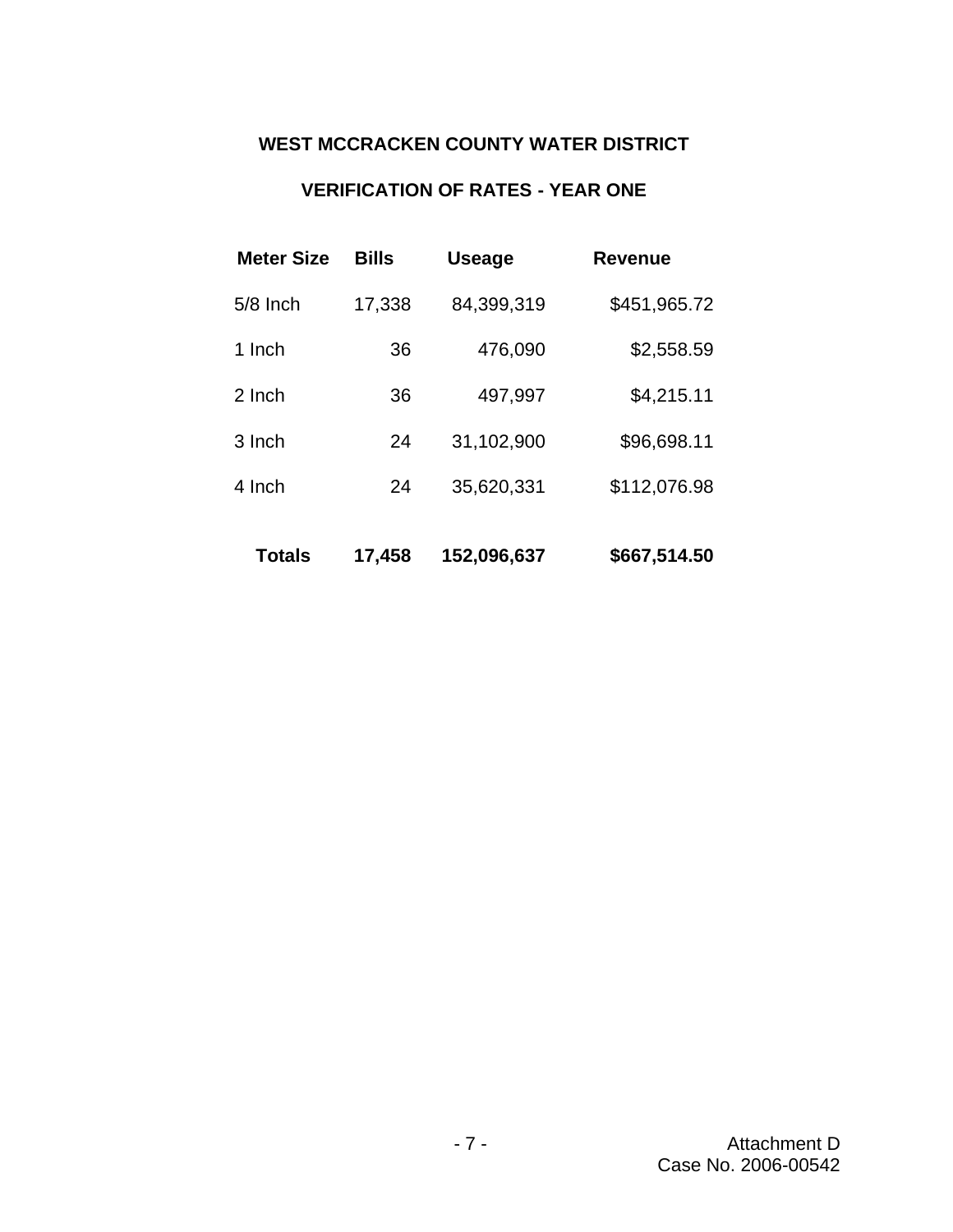**WEST MCCRACKEN COUNTY WATER DISTRICT**

**VERIFICATION OF RATES - YEAR ONE**

| Meter Size | Bills | Useage | Revenue |
|---|---|---|---|
| 5/8 Inch | 17,338 | 84,399,319 | $451,965.72 |
| 1 Inch | 36 | 476,090 | $2,558.59 |
| 2 Inch | 36 | 497,997 | $4,215.11 |
| 3 Inch | 24 | 31,102,900 | $96,698.11 |
| 4 Inch | 24 | 35,620,331 | $112,076.98 |
| **Totals** | **17,458** | **152,096,637** | **$667,514.50** |

Attachment D
Case No. 2006-00542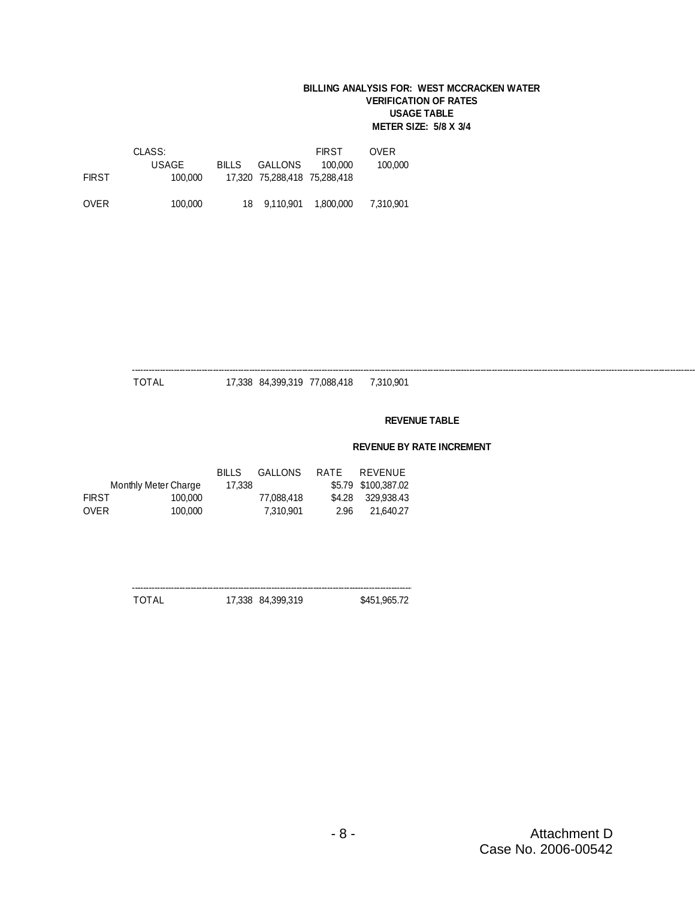**BILLING ANALYSIS FOR: WEST MCCRACKEN WATER**
**VERIFICATION OF RATES**
**USAGE TABLE**
**METER SIZE: 5/8 X 3/4**

| | CLASS: USAGE | BILLS | GALLONS | FIRST 100,000 | OVER 100,000 |
|---|---|---|---|---|---|
| FIRST | 100,000 | 17,320 | 75,288,418 | 75,288,418 | |
| OVER | 100,000 | 18 | 9,110,901 | 1,800,000 | 7,310,901 |
| TOTAL | | 17,338 | 84,399,319 | 77,088,418 | 7,310,901 |

**REVENUE TABLE**

**REVENUE BY RATE INCREMENT**

| | | BILLS | GALLONS | RATE | REVENUE |
|---|---|---|---|---|---|
| Monthly Meter Charge | | 17,338 | | $5.79 | $100,387.02 |
| FIRST | 100,000 | | 77,088,418 | $4.28 | 329,938.43 |
| OVER | 100,000 | | 7,310,901 | 2.96 | 21,640.27 |
| TOTAL | | 17,338 | 84,399,319 | | $451,965.72 |

Attachment D
Case No. 2006-00542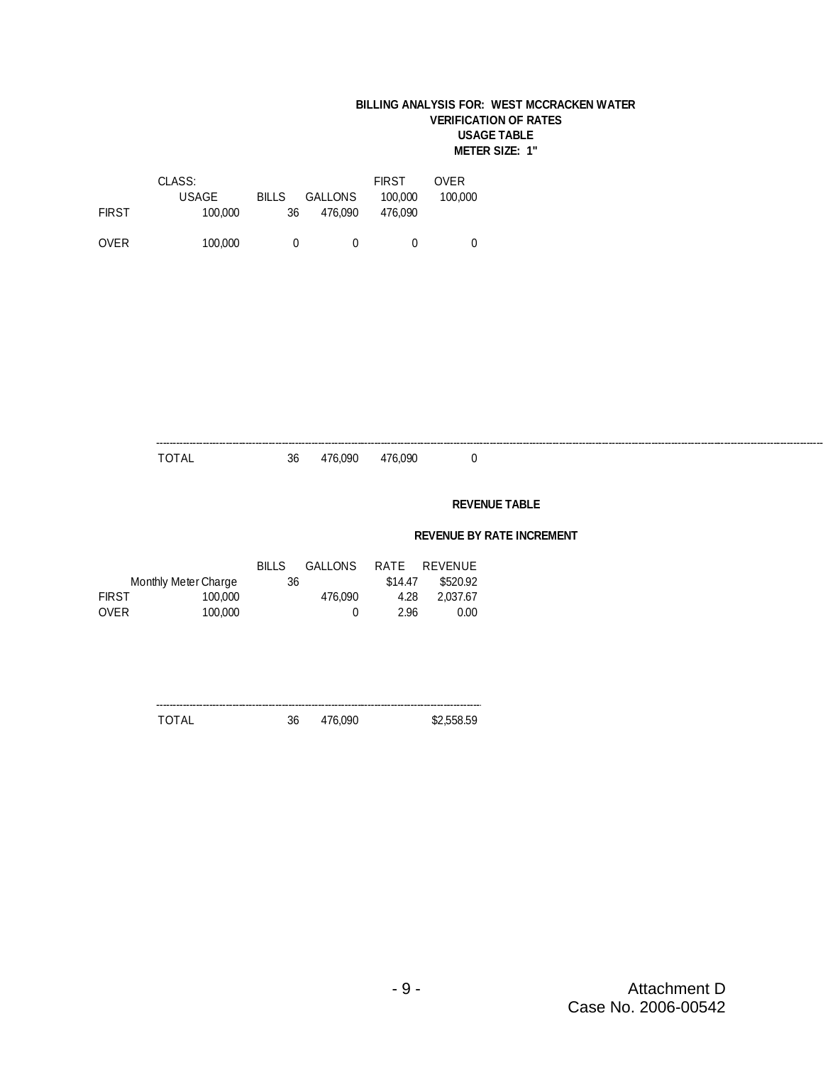**BILLING ANALYSIS FOR: WEST MCCRACKEN WATER**
**VERIFICATION OF RATES**
**USAGE TABLE**
**METER SIZE: 1"**

| | CLASS: USAGE | BILLS | GALLONS | FIRST 100,000 | OVER 100,000 |
|---|---|---|---|---|---|
| FIRST | 100,000 | 36 | 476,090 | 476,090 | |
| OVER | 100,000 | 0 | 0 | 0 | 0 |
| | TOTAL | 36 | 476,090 | 476,090 | 0 |

**REVENUE TABLE**

**REVENUE BY RATE INCREMENT**

| | | BILLS | GALLONS | RATE | REVENUE |
|---|---|---|---|---|---|
| Monthly Meter Charge | | 36 | | $14.47 | $520.92 |
| FIRST | 100,000 | | 476,090 | 4.28 | 2,037.67 |
| OVER | 100,000 | | 0 | 2.96 | 0.00 |
| | TOTAL | 36 | 476,090 | | $2,558.59 |

Attachment D
Case No. 2006-00542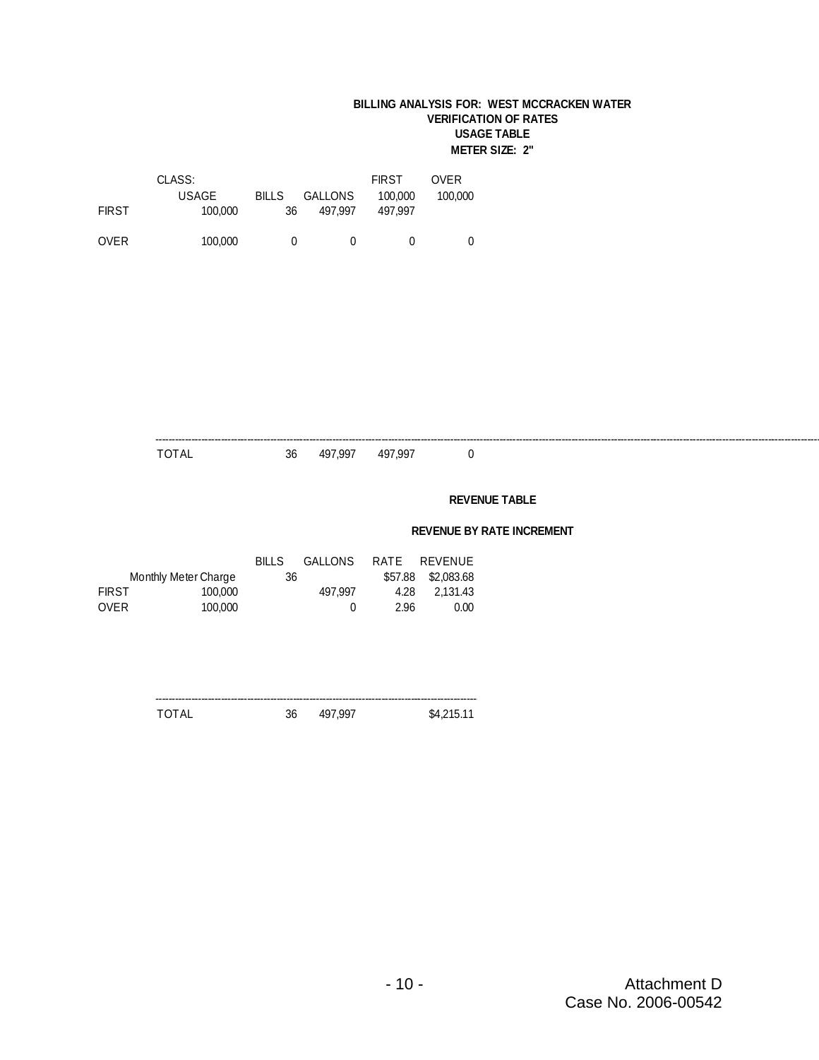**BILLING ANALYSIS FOR: WEST MCCRACKEN WATER**
**VERIFICATION OF RATES**
**USAGE TABLE**
**METER SIZE: 2"**

| | CLASS: USAGE | BILLS | GALLONS | FIRST 100,000 | OVER 100,000 |
|---|---|---|---|---|---|
| FIRST | 100,000 | 36 | 497,997 | 497,997 | |
| OVER | 100,000 | 0 | 0 | 0 | 0 |
| | TOTAL | 36 | 497,997 | 497,997 | 0 |

**REVENUE TABLE**

**REVENUE BY RATE INCREMENT**

| | | BILLS | GALLONS | RATE | REVENUE |
|---|---|---|---|---|---|
| Monthly Meter Charge | | 36 | | $57.88 | $2,083.68 |
| FIRST | 100,000 | | 497,997 | 4.28 | 2,131.43 |
| OVER | 100,000 | | 0 | 2.96 | 0.00 |
| | TOTAL | 36 | 497,997 | | $4,215.11 |

Attachment D
Case No. 2006-00542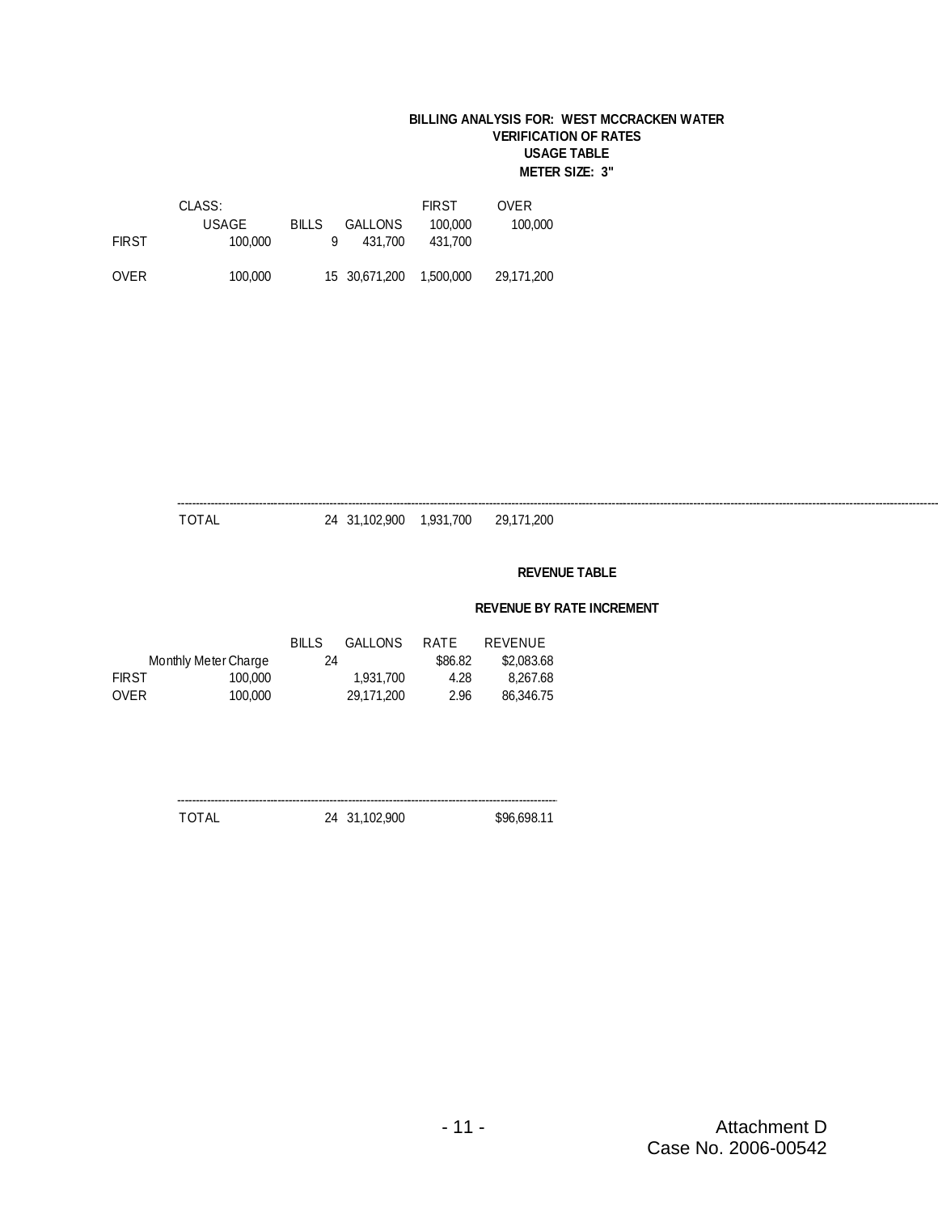**BILLING ANALYSIS FOR: WEST MCCRACKEN WATER**
**VERIFICATION OF RATES**
**USAGE TABLE**
**METER SIZE: 3"**

| | CLASS: USAGE | BILLS | GALLONS | FIRST 100,000 | OVER 100,000 |
|---|---|---|---|---|---|
| FIRST | 100,000 | 9 | 431,700 | 431,700 | |
| OVER | 100,000 | 15 | 30,671,200 | 1,500,000 | 29,171,200 |
| | TOTAL | 24 | 31,102,900 | 1,931,700 | 29,171,200 |

**REVENUE TABLE**

**REVENUE BY RATE INCREMENT**

| | | BILLS | GALLONS | RATE | REVENUE |
|---|---|---|---|---|---|
| | Monthly Meter Charge | 24 | | $86.82 | $2,083.68 |
| FIRST | 100,000 | | 1,931,700 | 4.28 | 8,267.68 |
| OVER | 100,000 | | 29,171,200 | 2.96 | 86,346.75 |
| | TOTAL | 24 | 31,102,900 | | $96,698.11 |

Attachment D
Case No. 2006-00542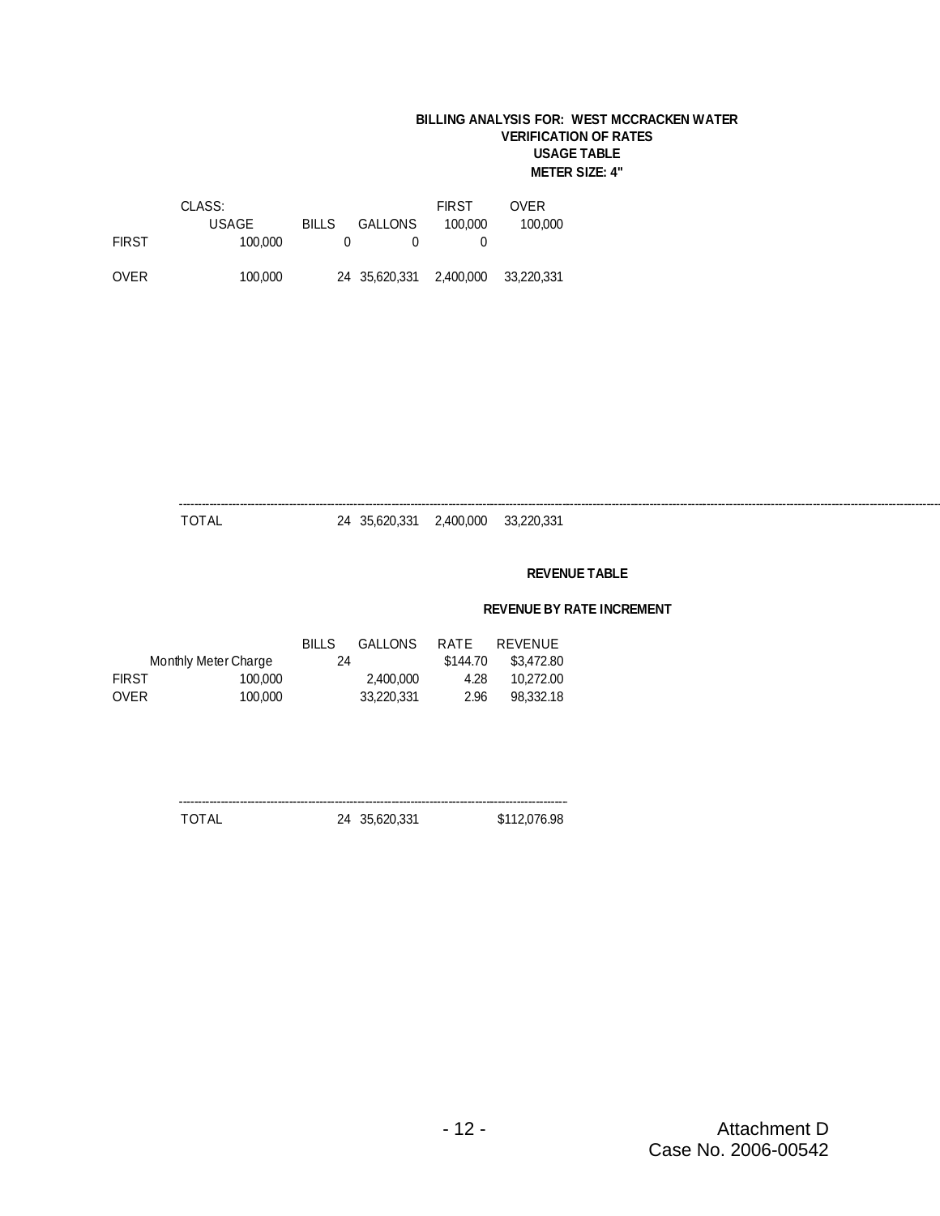**BILLING ANALYSIS FOR: WEST MCCRACKEN WATER**
**VERIFICATION OF RATES**
**USAGE TABLE**
**METER SIZE: 4"**

| CLASS: | USAGE | BILLS | GALLONS | FIRST 100,000 | OVER 100,000 |
|---|---|---|---|---|---|
| FIRST | 100,000 | 0 | 0 | 0 | |
| OVER | 100,000 | 24 | 35,620,331 | 2,400,000 | 33,220,331 |
| TOTAL | | 24 | 35,620,331 | 2,400,000 | 33,220,331 |

**REVENUE TABLE**

**REVENUE BY RATE INCREMENT**

| | | BILLS | GALLONS | RATE | REVENUE |
|---|---|---|---|---|---|
| Monthly Meter Charge | | 24 | | $144.70 | $3,472.80 |
| FIRST | 100,000 | | 2,400,000 | 4.28 | 10,272.00 |
| OVER | 100,000 | | 33,220,331 | 2.96 | 98,332.18 |
| TOTAL | | 24 | 35,620,331 | | $112,076.98 |

Attachment D
Case No. 2006-00542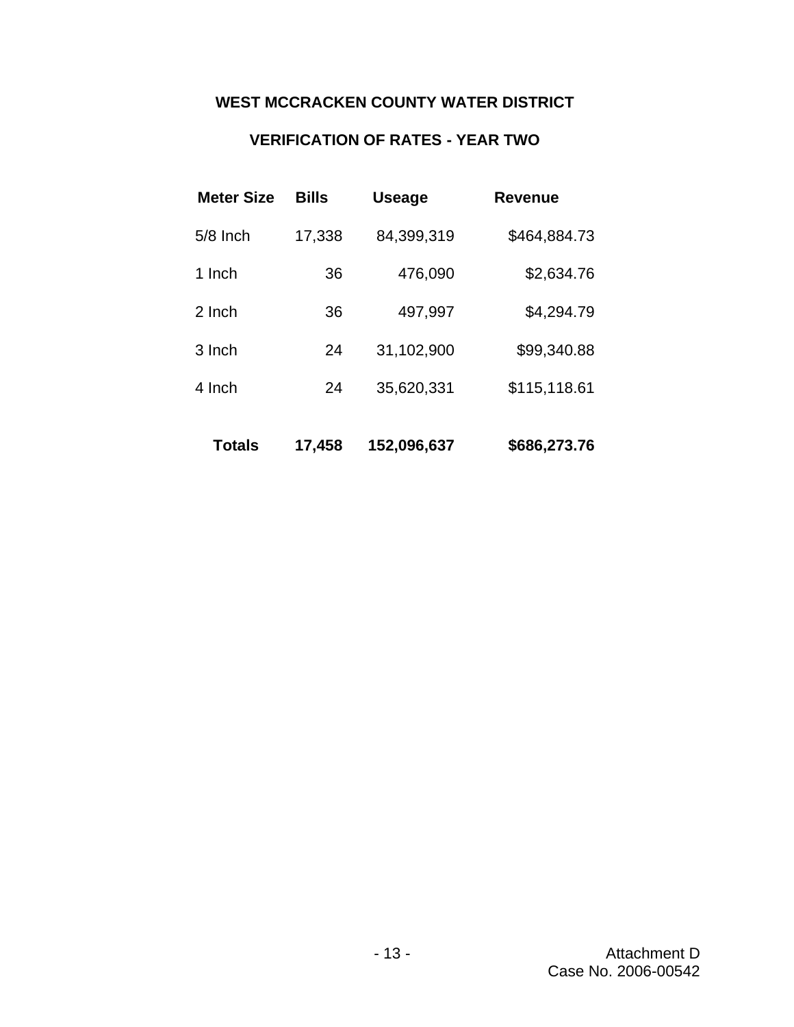**WEST MCCRACKEN COUNTY WATER DISTRICT**

**VERIFICATION OF RATES - YEAR TWO**

| Meter Size | Bills | Useage | Revenue |
|---|---|---|---|
| 5/8 Inch | 17,338 | 84,399,319 | $464,884.73 |
| 1 Inch | 36 | 476,090 | $2,634.76 |
| 2 Inch | 36 | 497,997 | $4,294.79 |
| 3 Inch | 24 | 31,102,900 | $99,340.88 |
| 4 Inch | 24 | 35,620,331 | $115,118.61 |
| **Totals** | **17,458** | **152,096,637** | **$686,273.76** |

Attachment D
Case No. 2006-00542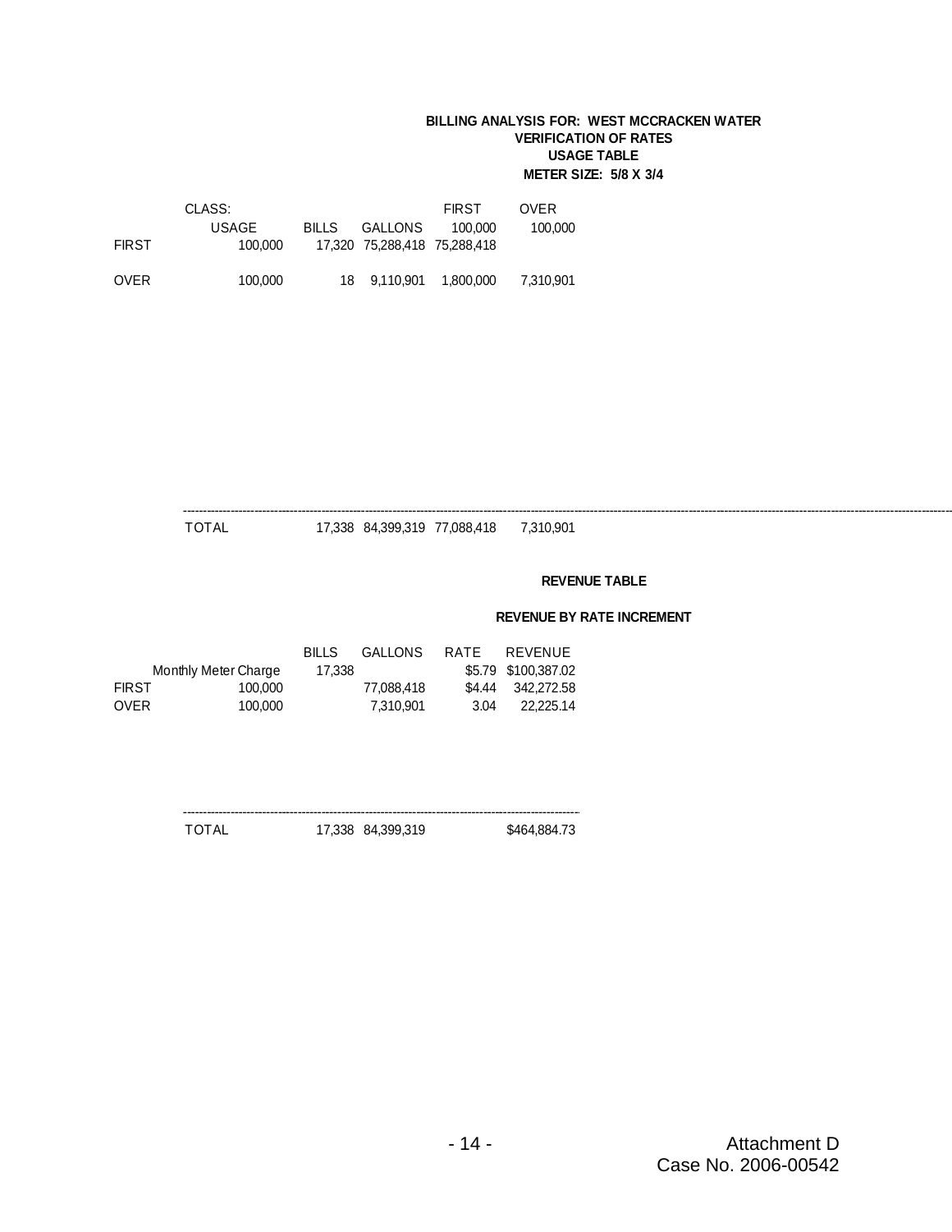**BILLING ANALYSIS FOR: WEST MCCRACKEN WATER**
**VERIFICATION OF RATES**
**USAGE TABLE**
**METER SIZE: 5/8 X 3/4**

| | CLASS: USAGE | BILLS | GALLONS | FIRST 100,000 | OVER 100,000 |
|---|---|---|---|---|---|
| FIRST | 100,000 | 17,320 | 75,288,418 | 75,288,418 | |
| OVER | 100,000 | 18 | 9,110,901 | 1,800,000 | 7,310,901 |
| | TOTAL | 17,338 | 84,399,319 | 77,088,418 | 7,310,901 |

**REVENUE TABLE**

**REVENUE BY RATE INCREMENT**

| | | BILLS | GALLONS | RATE | REVENUE |
|---|---|---|---|---|---|
| | Monthly Meter Charge | 17,338 | | $5.79 | $100,387.02 |
| FIRST | 100,000 | | 77,088,418 | $4.44 | 342,272.58 |
| OVER | 100,000 | | 7,310,901 | 3.04 | 22,225.14 |
| | TOTAL | 17,338 | 84,399,319 | | $464,884.73 |

Attachment D
Case No. 2006-00542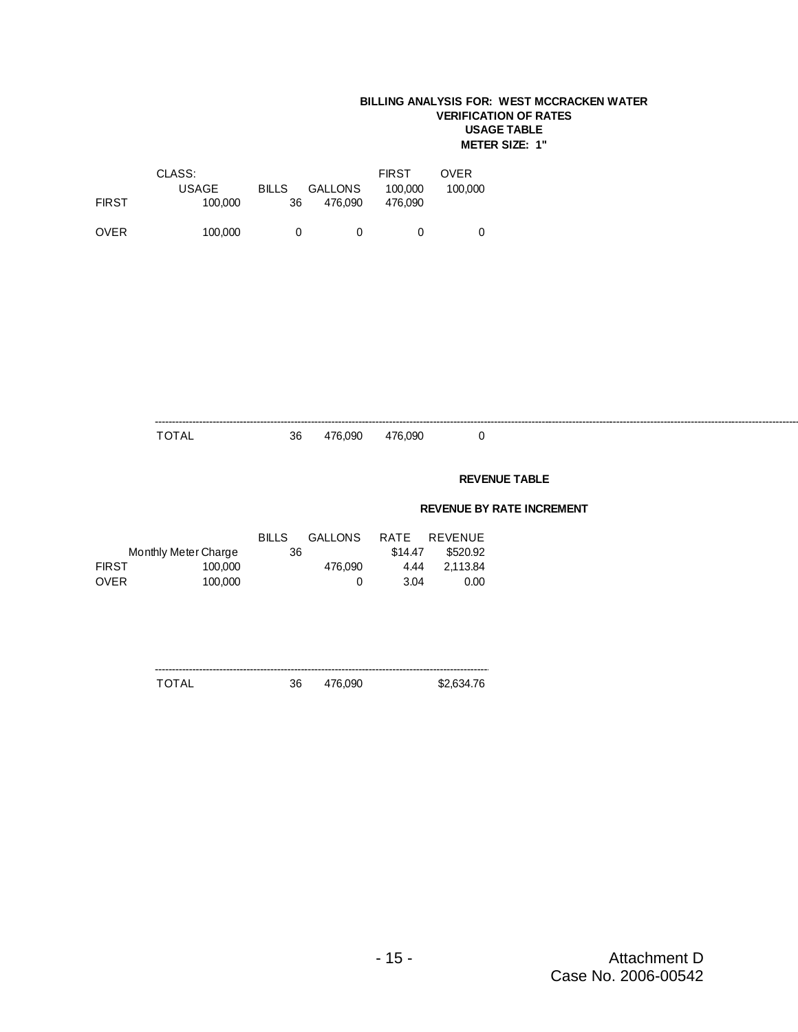**BILLING ANALYSIS FOR: WEST MCCRACKEN WATER**
**VERIFICATION OF RATES**
**USAGE TABLE**
**METER SIZE: 1"**

| | CLASS: USAGE | BILLS | GALLONS | FIRST 100,000 | OVER 100,000 |
|---|---|---|---|---|---|
| FIRST | 100,000 | 36 | 476,090 | 476,090 | |
| OVER | 100,000 | 0 | 0 | 0 | 0 |
| | TOTAL | 36 | 476,090 | 476,090 | 0 |

**REVENUE TABLE**

**REVENUE BY RATE INCREMENT**

| | | BILLS | GALLONS | RATE | REVENUE |
|---|---|---|---|---|---|
| | Monthly Meter Charge | 36 | | $14.47 | $520.92 |
| FIRST | 100,000 | | 476,090 | 4.44 | 2,113.84 |
| OVER | 100,000 | | 0 | 3.04 | 0.00 |
| | TOTAL | 36 | 476,090 | | $2,634.76 |

Attachment D
Case No. 2006-00542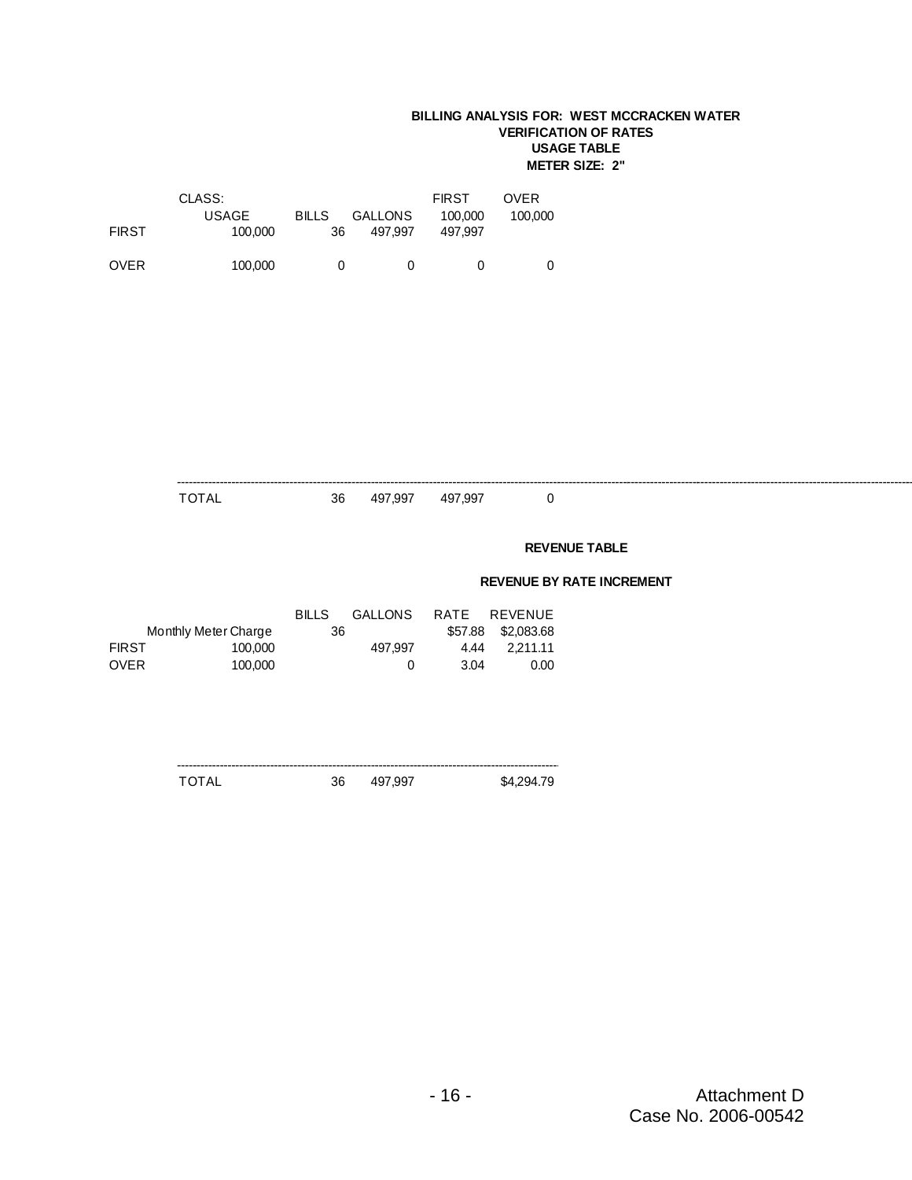**BILLING ANALYSIS FOR: WEST MCCRACKEN WATER**
**VERIFICATION OF RATES**
**USAGE TABLE**
**METER SIZE: 2"**

| | CLASS: USAGE | BILLS | GALLONS | FIRST 100,000 | OVER 100,000 |
|---|---|---|---|---|---|
| FIRST | 100,000 | 36 | 497,997 | 497,997 | |
| OVER | 100,000 | 0 | 0 | 0 | 0 |
| | TOTAL | 36 | 497,997 | 497,997 | 0 |

**REVENUE TABLE**

**REVENUE BY RATE INCREMENT**

| | | BILLS | GALLONS | RATE | REVENUE |
|---|---|---|---|---|---|
| | Monthly Meter Charge | 36 | | $57.88 | $2,083.68 |
| FIRST | 100,000 | | 497,997 | 4.44 | 2,211.11 |
| OVER | 100,000 | | 0 | 3.04 | 0.00 |
| | TOTAL | 36 | 497,997 | | $4,294.79 |

Attachment D
Case No. 2006-00542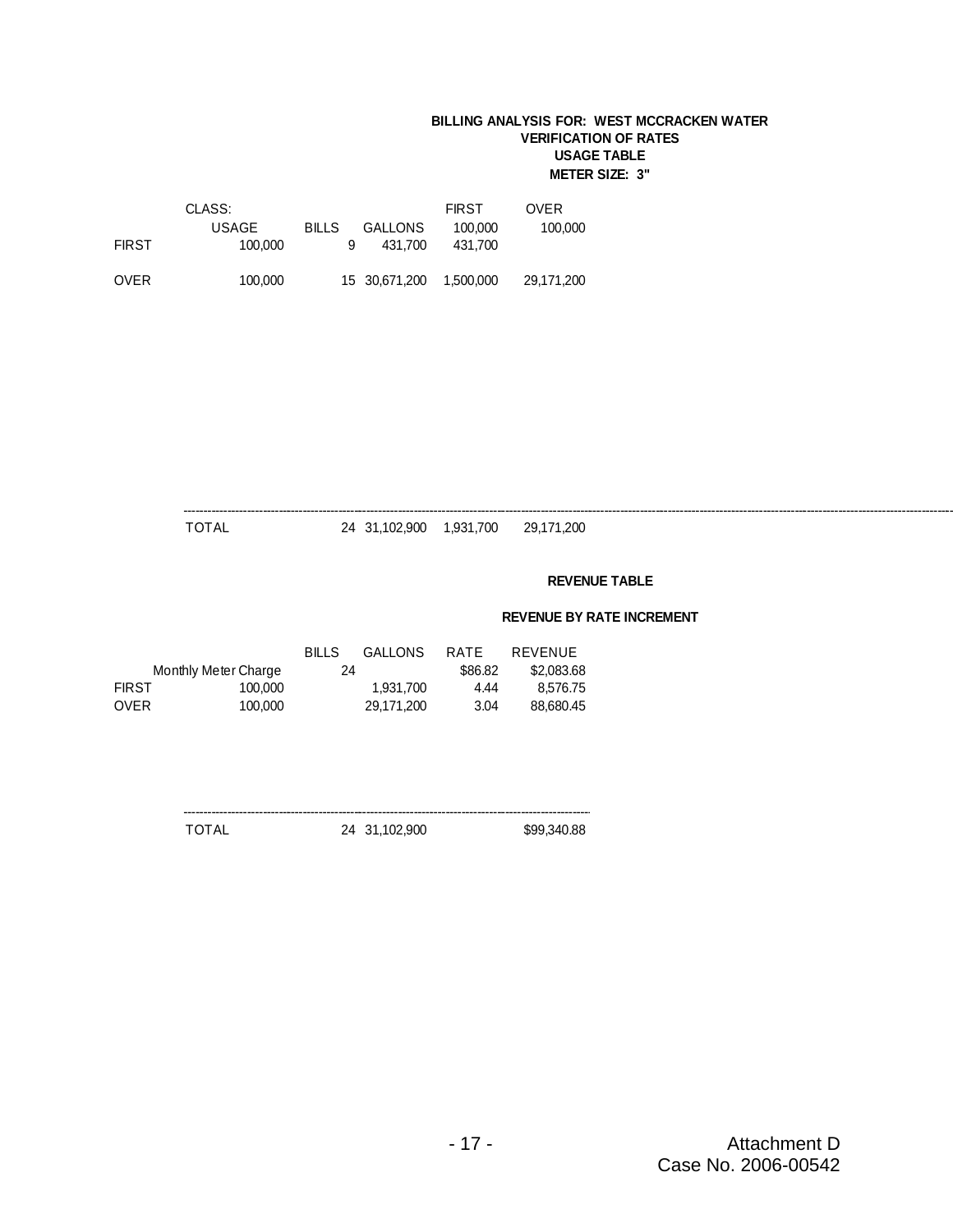**BILLING ANALYSIS FOR: WEST MCCRACKEN WATER**
**VERIFICATION OF RATES**
**USAGE TABLE**
**METER SIZE: 3"**

| | CLASS: USAGE | BILLS | GALLONS | FIRST 100,000 | OVER 100,000 |
|---|---|---|---|---|---|
| FIRST | 100,000 | 9 | 431,700 | 431,700 | |
| OVER | 100,000 | 15 | 30,671,200 | 1,500,000 | 29,171,200 |
| | TOTAL | 24 | 31,102,900 | 1,931,700 | 29,171,200 |

**REVENUE TABLE**

**REVENUE BY RATE INCREMENT**

| | | BILLS | GALLONS | RATE | REVENUE |
|---|---|---|---|---|---|
| | Monthly Meter Charge | 24 | | $86.82 | $2,083.68 |
| FIRST | 100,000 | | 1,931,700 | 4.44 | 8,576.75 |
| OVER | 100,000 | | 29,171,200 | 3.04 | 88,680.45 |
| | TOTAL | 24 | 31,102,900 | | $99,340.88 |

Attachment D
Case No. 2006-00542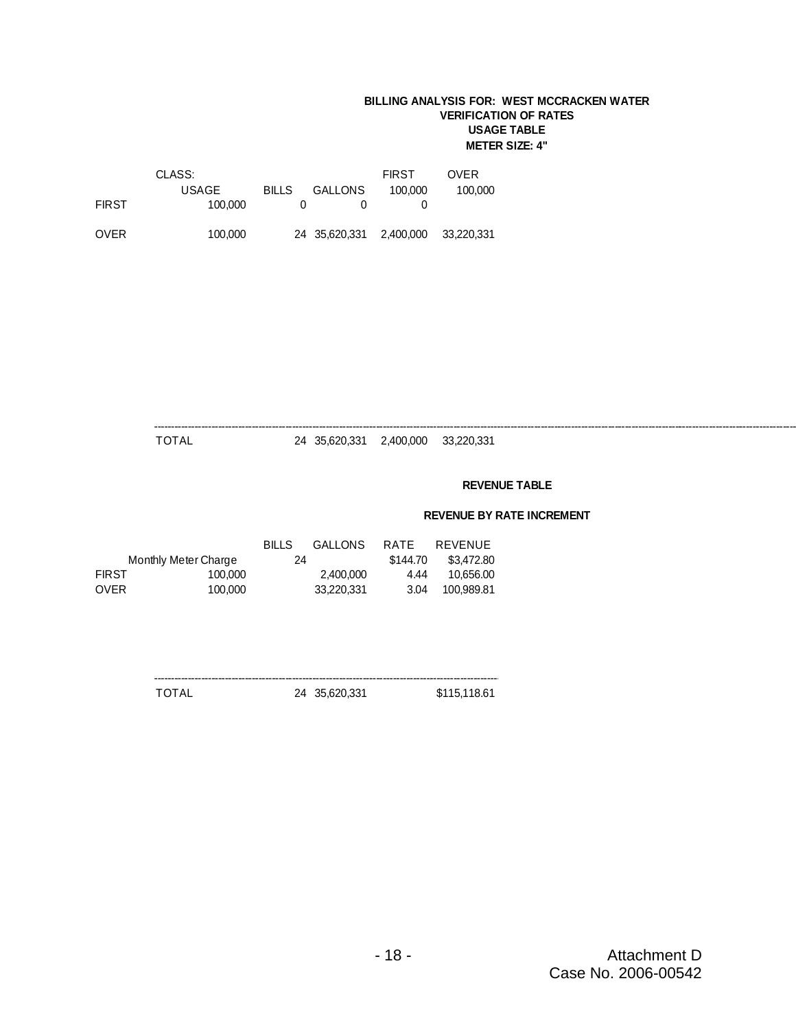**BILLING ANALYSIS FOR: WEST MCCRACKEN WATER**
**VERIFICATION OF RATES**
**USAGE TABLE**
**METER SIZE: 4"**

| | CLASS: USAGE | BILLS | GALLONS | FIRST 100,000 | OVER 100,000 |
|---|---|---|---|---|---|
| FIRST | 100,000 | 0 | 0 | 0 | |
| OVER | 100,000 | 24 | 35,620,331 | 2,400,000 | 33,220,331 |
| | TOTAL | 24 | 35,620,331 | 2,400,000 | 33,220,331 |

**REVENUE TABLE**

**REVENUE BY RATE INCREMENT**

| | | BILLS | GALLONS | RATE | REVENUE |
|---|---|---|---|---|---|
| Monthly Meter Charge | | 24 | | $144.70 | $3,472.80 |
| FIRST | 100,000 | | 2,400,000 | 4.44 | 10,656.00 |
| OVER | 100,000 | | 33,220,331 | 3.04 | 100,989.81 |
| | TOTAL | 24 | 35,620,331 | | $115,118.61 |

Attachment D
Case No. 2006-00542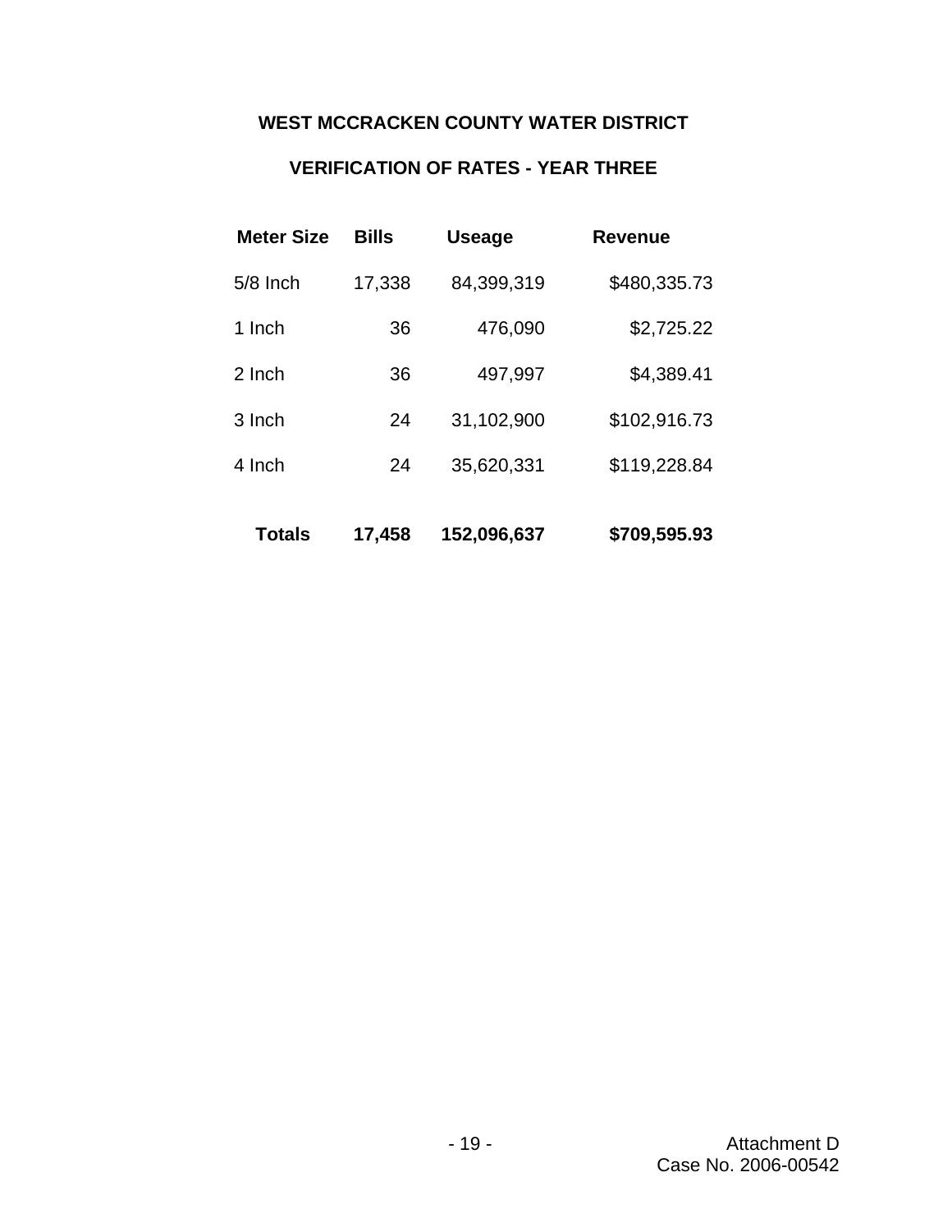**WEST MCCRACKEN COUNTY WATER DISTRICT**

**VERIFICATION OF RATES - YEAR THREE**

| Meter Size | Bills | Useage | Revenue |
|---|---|---|---|
| 5/8 Inch | 17,338 | 84,399,319 | $480,335.73 |
| 1 Inch | 36 | 476,090 | $2,725.22 |
| 2 Inch | 36 | 497,997 | $4,389.41 |
| 3 Inch | 24 | 31,102,900 | $102,916.73 |
| 4 Inch | 24 | 35,620,331 | $119,228.84 |
| **Totals** | **17,458** | **152,096,637** | **$709,595.93** |

Attachment D
Case No. 2006-00542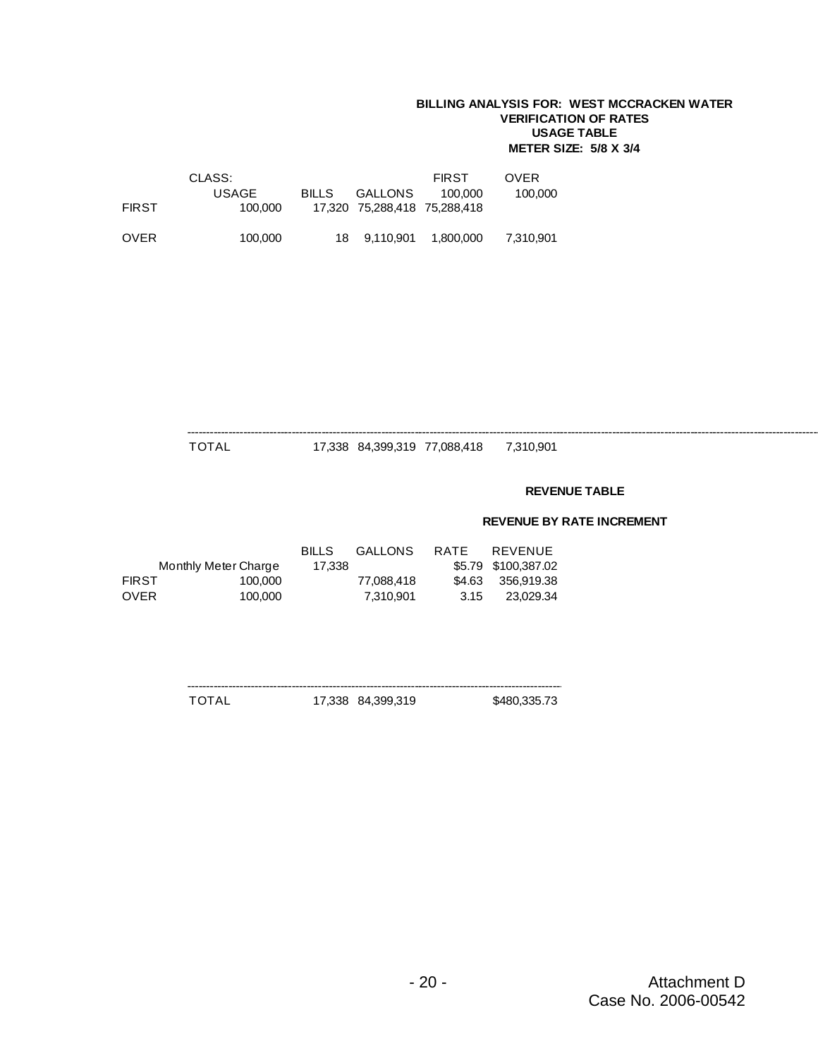**BILLING ANALYSIS FOR: WEST MCCRACKEN WATER**
**VERIFICATION OF RATES**
**USAGE TABLE**
**METER SIZE: 5/8 X 3/4**

| | CLASS: USAGE | BILLS | GALLONS | FIRST 100,000 | OVER 100,000 |
|---|---|---|---|---|---|
| FIRST | 100,000 | 17,320 | 75,288,418 | 75,288,418 | |
| OVER | 100,000 | 18 | 9,110,901 | 1,800,000 | 7,310,901 |
| | TOTAL | 17,338 | 84,399,319 | 77,088,418 | 7,310,901 |

**REVENUE TABLE**

**REVENUE BY RATE INCREMENT**

| | | BILLS | GALLONS | RATE | REVENUE |
|---|---|---|---|---|---|
| | Monthly Meter Charge | 17,338 | | $5.79 | $100,387.02 |
| FIRST | 100,000 | | 77,088,418 | $4.63 | 356,919.38 |
| OVER | 100,000 | | 7,310,901 | 3.15 | 23,029.34 |
| | TOTAL | 17,338 | 84,399,319 | | $480,335.73 |

Attachment D
Case No. 2006-00542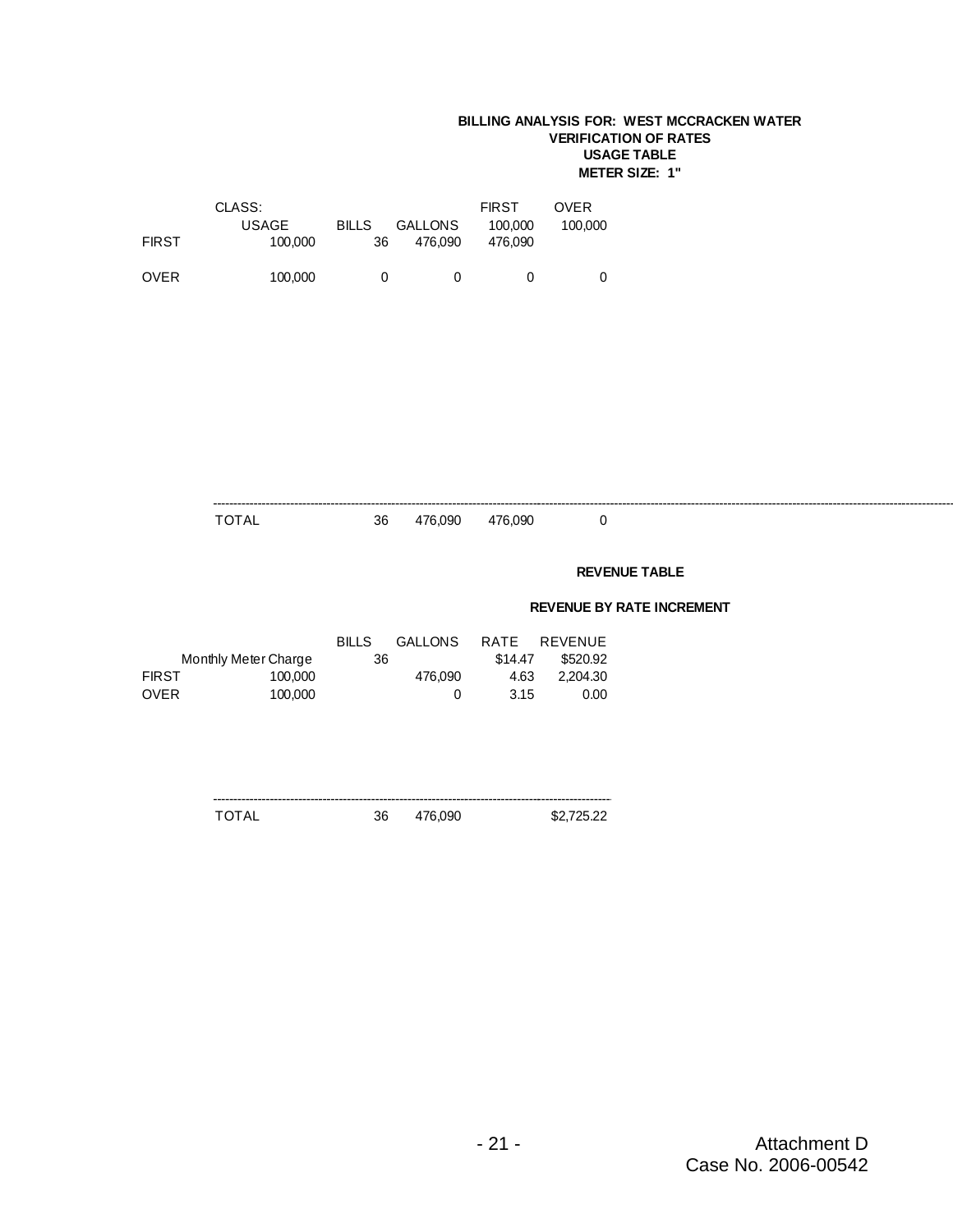**BILLING ANALYSIS FOR: WEST MCCRACKEN WATER**
**VERIFICATION OF RATES**
**USAGE TABLE**
**METER SIZE: 1"**

| | CLASS: USAGE | BILLS | GALLONS | FIRST 100,000 | OVER 100,000 |
|---|---|---|---|---|---|
| FIRST | 100,000 | 36 | 476,090 | 476,090 | |
| OVER | 100,000 | 0 | 0 | 0 | 0 |
| | TOTAL | 36 | 476,090 | 476,090 | 0 |

**REVENUE TABLE**

**REVENUE BY RATE INCREMENT**

| | | BILLS | GALLONS | RATE | REVENUE |
|---|---|---|---|---|---|
| | Monthly Meter Charge | 36 | | $14.47 | $520.92 |
| FIRST | 100,000 | | 476,090 | 4.63 | 2,204.30 |
| OVER | 100,000 | | 0 | 3.15 | 0.00 |
| | TOTAL | 36 | 476,090 | | $2,725.22 |

Attachment D
Case No. 2006-00542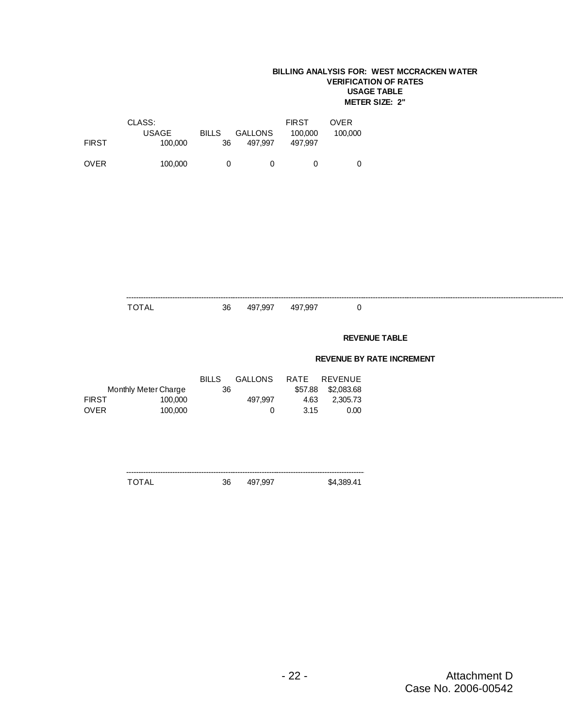**BILLING ANALYSIS FOR: WEST MCCRACKEN WATER**
**VERIFICATION OF RATES**
**USAGE TABLE**
**METER SIZE: 2"**

| | CLASS: USAGE | BILLS | GALLONS | FIRST 100,000 | OVER 100,000 |
|---|---|---|---|---|---|
| FIRST | 100,000 | 36 | 497,997 | 497,997 | |
| OVER | 100,000 | 0 | 0 | 0 | 0 |
| | TOTAL | 36 | 497,997 | 497,997 | 0 |

**REVENUE TABLE**

**REVENUE BY RATE INCREMENT**

| | | BILLS | GALLONS | RATE | REVENUE |
|---|---|---|---|---|---|
| | Monthly Meter Charge | 36 | | $57.88 | $2,083.68 |
| FIRST | 100,000 | | 497,997 | 4.63 | 2,305.73 |
| OVER | 100,000 | | 0 | 3.15 | 0.00 |
| | TOTAL | 36 | 497,997 | | $4,389.41 |

Attachment D
Case No. 2006-00542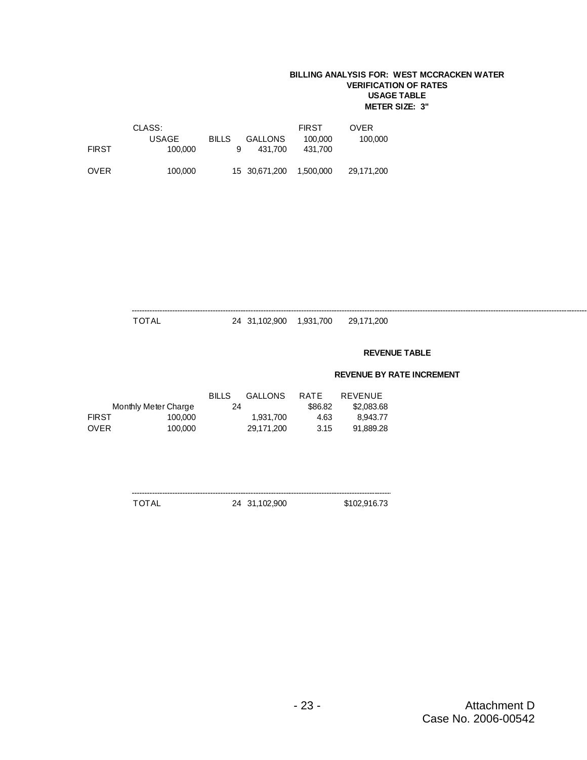**BILLING ANALYSIS FOR: WEST MCCRACKEN WATER**
**VERIFICATION OF RATES**
**USAGE TABLE**
**METER SIZE: 3"**

| CLASS: | USAGE | BILLS | GALLONS | FIRST 100,000 | OVER 100,000 |
|---|---|---|---|---|---|
| FIRST | 100,000 | 9 | 431,700 | 431,700 | |
| OVER | 100,000 | 15 | 30,671,200 | 1,500,000 | 29,171,200 |
| | TOTAL | 24 | 31,102,900 | 1,931,700 | 29,171,200 |

**REVENUE TABLE**

**REVENUE BY RATE INCREMENT**

| | | BILLS | GALLONS | RATE | REVENUE |
|---|---|---|---|---|---|
| | Monthly Meter Charge | 24 | | $86.82 | $2,083.68 |
| FIRST | 100,000 | | 1,931,700 | 4.63 | 8,943.77 |
| OVER | 100,000 | | 29,171,200 | 3.15 | 91,889.28 |
| | TOTAL | 24 | 31,102,900 | | $102,916.73 |

Attachment D
Case No. 2006-00542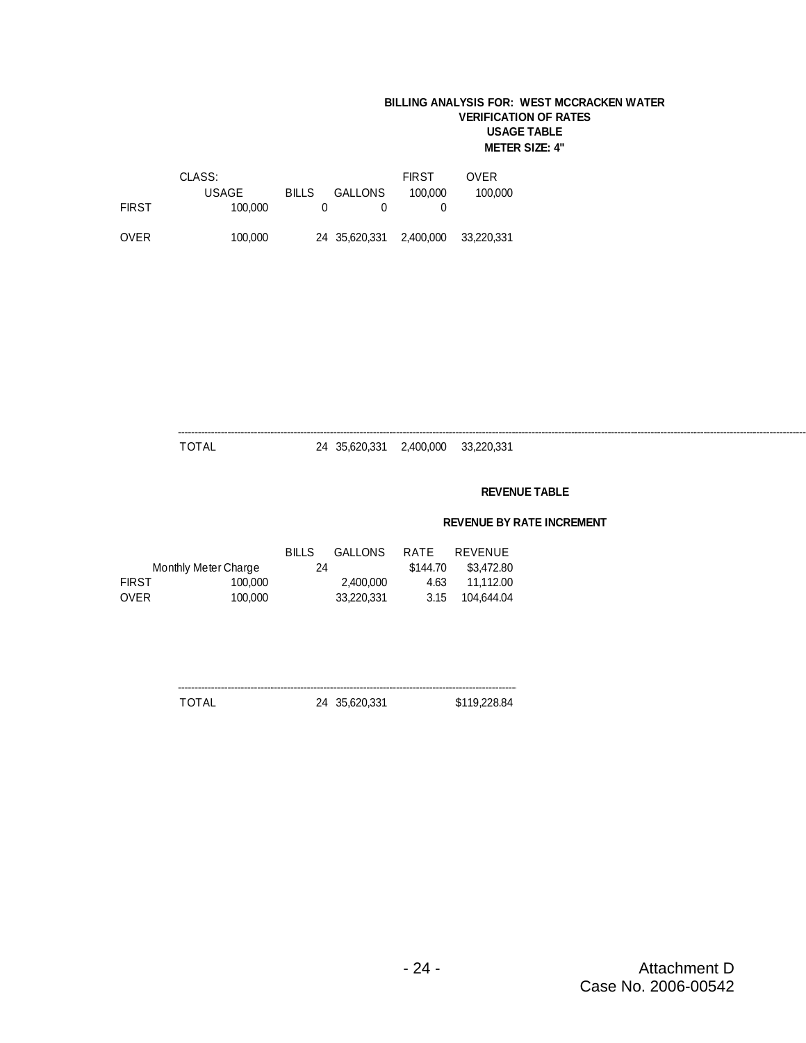**BILLING ANALYSIS FOR: WEST MCCRACKEN WATER**
**VERIFICATION OF RATES**
**USAGE TABLE**
**METER SIZE: 4"**

| CLASS: | | | | FIRST | OVER |
|---|---|---|---|---|---|
| | USAGE | BILLS | GALLONS | 100,000 | 100,000 |
| FIRST | 100,000 | 0 | 0 | 0 | |
| OVER | 100,000 | 24 | 35,620,331 | 2,400,000 | 33,220,331 |
| TOTAL | | 24 | 35,620,331 | 2,400,000 | 33,220,331 |

**REVENUE TABLE**

**REVENUE BY RATE INCREMENT**

| | | BILLS | GALLONS | RATE | REVENUE |
|---|---|---|---|---|---|
| Monthly Meter Charge | | 24 | | $144.70 | $3,472.80 |
| FIRST | 100,000 | | 2,400,000 | 4.63 | 11,112.00 |
| OVER | 100,000 | | 33,220,331 | 3.15 | 104,644.04 |
| TOTAL | | 24 | 35,620,331 | | $119,228.84 |

Attachment D
Case No. 2006-00542